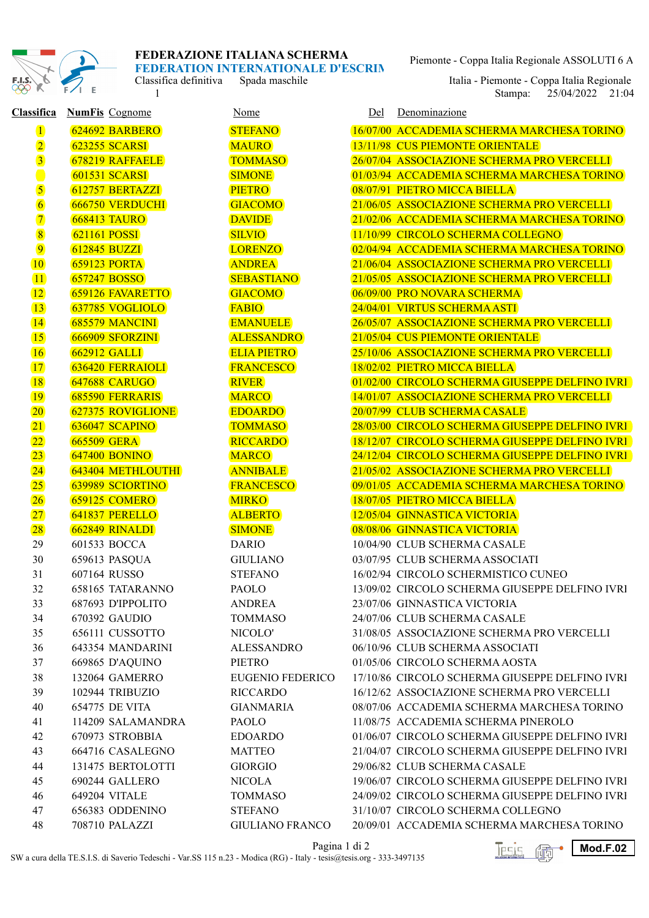**FEDERAZIONE ITALIANA SCHERMA**
**FEDERATION INTERNATIONALE D'ESCRIM**

Classifica definitiva Spada maschile

1

Piemonte - Coppa Italia Regionale ASSOLUTI 6 A

Italia - Piemonte - Coppa Italia Regionale

Stampa: 25/04/2022 21:04

| Classifica | NumFis | Cognome | Nome | Del | Denominazione |
|---|---|---|---|---|---|
| 1 | 624692 | BARBERO | STEFANO | 16/07/00 | ACCADEMIA SCHERMA MARCHESA TORINO |
| 2 | 623255 | SCARSI | MAURO | 13/11/98 | CUS PIEMONTE ORIENTALE |
| 3 | 678219 | RAFFAELE | TOMMASO | 26/07/04 | ASSOCIAZIONE SCHERMA PRO VERCELLI |
| | 601531 | SCARSI | SIMONE | 01/03/94 | ACCADEMIA SCHERMA MARCHESA TORINO |
| 5 | 612757 | BERTAZZI | PIETRO | 08/07/91 | PIETRO MICCA BIELLA |
| 6 | 666750 | VERDUCHI | GIACOMO | 21/06/05 | ASSOCIAZIONE SCHERMA PRO VERCELLI |
| 7 | 668413 | TAURO | DAVIDE | 21/02/06 | ACCADEMIA SCHERMA MARCHESA TORINO |
| 8 | 621161 | POSSI | SILVIO | 11/10/99 | CIRCOLO SCHERMA COLLEGNO |
| 9 | 612845 | BUZZI | LORENZO | 02/04/94 | ACCADEMIA SCHERMA MARCHESA TORINO |
| 10 | 659123 | PORTA | ANDREA | 21/06/04 | ASSOCIAZIONE SCHERMA PRO VERCELLI |
| 11 | 657247 | BOSSO | SEBASTIANO | 21/05/05 | ASSOCIAZIONE SCHERMA PRO VERCELLI |
| 12 | 659126 | FAVARETTO | GIACOMO | 06/09/00 | PRO NOVARA SCHERMA |
| 13 | 637785 | VOGLIOLO | FABIO | 24/04/01 | VIRTUS SCHERMA ASTI |
| 14 | 685579 | MANCINI | EMANUELE | 26/05/07 | ASSOCIAZIONE SCHERMA PRO VERCELLI |
| 15 | 666909 | SFORZINI | ALESSANDRO | 21/05/04 | CUS PIEMONTE ORIENTALE |
| 16 | 662912 | GALLI | ELIA PIETRO | 25/10/06 | ASSOCIAZIONE SCHERMA PRO VERCELLI |
| 17 | 636420 | FERRAIOLI | FRANCESCO | 18/02/02 | PIETRO MICCA BIELLA |
| 18 | 647688 | CARUGO | RIVER | 01/02/00 | CIRCOLO SCHERMA GIUSEPPE DELFINO IVRI |
| 19 | 685590 | FERRARIS | MARCO | 14/01/07 | ASSOCIAZIONE SCHERMA PRO VERCELLI |
| 20 | 627375 | ROVIGLIONE | EDOARDO | 20/07/99 | CLUB SCHERMA CASALE |
| 21 | 636047 | SCAPINO | TOMMASO | 28/03/00 | CIRCOLO SCHERMA GIUSEPPE DELFINO IVRI |
| 22 | 665509 | GERA | RICCARDO | 18/12/07 | CIRCOLO SCHERMA GIUSEPPE DELFINO IVRI |
| 23 | 647400 | BONINO | MARCO | 24/12/04 | CIRCOLO SCHERMA GIUSEPPE DELFINO IVRI |
| 24 | 643404 | METHLOUTHI | ANNIBALE | 21/05/02 | ASSOCIAZIONE SCHERMA PRO VERCELLI |
| 25 | 639989 | SCIORTINO | FRANCESCO | 09/01/05 | ACCADEMIA SCHERMA MARCHESA TORINO |
| 26 | 659125 | COMERO | MIRKO | 18/07/05 | PIETRO MICCA BIELLA |
| 27 | 641837 | PERELLO | ALBERTO | 12/05/04 | GINNASTICA VICTORIA |
| 28 | 662849 | RINALDI | SIMONE | 08/08/06 | GINNASTICA VICTORIA |
| 29 | 601533 | BOCCA | DARIO | 10/04/90 | CLUB SCHERMA CASALE |
| 30 | 659613 | PASQUA | GIULIANO | 03/07/95 | CLUB SCHERMA ASSOCIATI |
| 31 | 607164 | RUSSO | STEFANO | 16/02/94 | CIRCOLO SCHERMISTICO CUNEO |
| 32 | 658165 | TATARANNO | PAOLO | 13/09/02 | CIRCOLO SCHERMA GIUSEPPE DELFINO IVRI |
| 33 | 687693 | D'IPPOLITO | ANDREA | 23/07/06 | GINNASTICA VICTORIA |
| 34 | 670392 | GAUDIO | TOMMASO | 24/07/06 | CLUB SCHERMA CASALE |
| 35 | 656111 | CUSSOTTO | NICOLO' | 31/08/05 | ASSOCIAZIONE SCHERMA PRO VERCELLI |
| 36 | 643354 | MANDARINI | ALESSANDRO | 06/10/96 | CLUB SCHERMA ASSOCIATI |
| 37 | 669865 | D'AQUINO | PIETRO | 01/05/06 | CIRCOLO SCHERMA AOSTA |
| 38 | 132064 | GAMERRO | EUGENIO FEDERICO | 17/10/86 | CIRCOLO SCHERMA GIUSEPPE DELFINO IVRI |
| 39 | 102944 | TRIBUZIO | RICCARDO | 16/12/62 | ASSOCIAZIONE SCHERMA PRO VERCELLI |
| 40 | 654775 | DE VITA | GIANMARIA | 08/07/06 | ACCADEMIA SCHERMA MARCHESA TORINO |
| 41 | 114209 | SALAMANDRA | PAOLO | 11/08/75 | ACCADEMIA SCHERMA PINEROLO |
| 42 | 670973 | STROBBIA | EDOARDO | 01/06/07 | CIRCOLO SCHERMA GIUSEPPE DELFINO IVRI |
| 43 | 664716 | CASALEGNO | MATTEO | 21/04/07 | CIRCOLO SCHERMA GIUSEPPE DELFINO IVRI |
| 44 | 131475 | BERTOLOTTI | GIORGIO | 29/06/82 | CLUB SCHERMA CASALE |
| 45 | 690244 | GALLERO | NICOLA | 19/06/07 | CIRCOLO SCHERMA GIUSEPPE DELFINO IVRI |
| 46 | 649204 | VITALE | TOMMASO | 24/09/02 | CIRCOLO SCHERMA GIUSEPPE DELFINO IVRI |
| 47 | 656383 | ODDENINO | STEFANO | 31/10/07 | CIRCOLO SCHERMA COLLEGNO |
| 48 | 708710 | PALAZZI | GIULIANO FRANCO | 20/09/01 | ACCADEMIA SCHERMA MARCHESA TORINO |

SW a cura della TE.S.I.S. di Saverio Tedeschi - Var.SS 115 n.23 - Modica (RG) - Italy - tesis@tesis.org - 333-3497135

Mod.F.02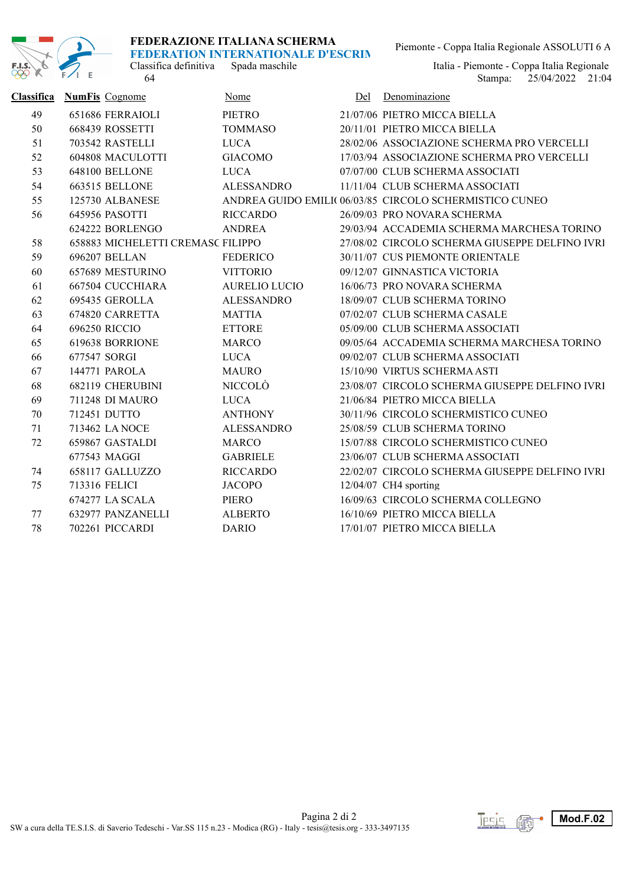**FEDERAZIONE ITALIANA SCHERMA**
**FEDERATION INTERNATIONALE D'ESCRIM**
Classifica definitiva Spada maschile
64

Piemonte - Coppa Italia Regionale ASSOLUTI 6 A
Italia - Piemonte - Coppa Italia Regionale
Stampa: 25/04/2022 21:04

| Classifica | NumFis | Cognome | Nome | Del | Denominazione |
|---|---|---|---|---|---|
| 49 | 651686 | FERRAIOLI | PIETRO | 21/07/06 | PIETRO MICCA BIELLA |
| 50 | 668439 | ROSSETTI | TOMMASO | 20/11/01 | PIETRO MICCA BIELLA |
| 51 | 703542 | RASTELLI | LUCA | 28/02/06 | ASSOCIAZIONE SCHERMA PRO VERCELLI |
| 52 | 604808 | MACULOTTI | GIACOMO | 17/03/94 | ASSOCIAZIONE SCHERMA PRO VERCELLI |
| 53 | 648100 | BELLONE | LUCA | 07/07/00 | CLUB SCHERMA ASSOCIATI |
| 54 | 663515 | BELLONE | ALESSANDRO | 11/11/04 | CLUB SCHERMA ASSOCIATI |
| 55 | 125730 | ALBANESE | ANDREA GUIDO EMILI( | 06/03/85 | CIRCOLO SCHERMISTICO CUNEO |
| 56 | 645956 | PASOTTI | RICCARDO | 26/09/03 | PRO NOVARA SCHERMA |
| | 624222 | BORLENGO | ANDREA | 29/03/94 | ACCADEMIA SCHERMA MARCHESA TORINO |
| 58 | 658883 | MICHELETTI CREMASC | FILIPPO | 27/08/02 | CIRCOLO SCHERMA GIUSEPPE DELFINO IVRI |
| 59 | 696207 | BELLAN | FEDERICO | 30/11/07 | CUS PIEMONTE ORIENTALE |
| 60 | 657689 | MESTURINO | VITTORIO | 09/12/07 | GINNASTICA VICTORIA |
| 61 | 667504 | CUCCHIARA | AURELIO LUCIO | 16/06/73 | PRO NOVARA SCHERMA |
| 62 | 695435 | GEROLLA | ALESSANDRO | 18/09/07 | CLUB SCHERMA TORINO |
| 63 | 674820 | CARRETTA | MATTIA | 07/02/07 | CLUB SCHERMA CASALE |
| 64 | 696250 | RICCIO | ETTORE | 05/09/00 | CLUB SCHERMA ASSOCIATI |
| 65 | 619638 | BORRIONE | MARCO | 09/05/64 | ACCADEMIA SCHERMA MARCHESA TORINO |
| 66 | 677547 | SORGI | LUCA | 09/02/07 | CLUB SCHERMA ASSOCIATI |
| 67 | 144771 | PAROLA | MAURO | 15/10/90 | VIRTUS SCHERMA ASTI |
| 68 | 682119 | CHERUBINI | NICCOLÒ | 23/08/07 | CIRCOLO SCHERMA GIUSEPPE DELFINO IVRI |
| 69 | 711248 | DI MAURO | LUCA | 21/06/84 | PIETRO MICCA BIELLA |
| 70 | 712451 | DUTTO | ANTHONY | 30/11/96 | CIRCOLO SCHERMISTICO CUNEO |
| 71 | 713462 | LA NOCE | ALESSANDRO | 25/08/59 | CLUB SCHERMA TORINO |
| 72 | 659867 | GASTALDI | MARCO | 15/07/88 | CIRCOLO SCHERMISTICO CUNEO |
| | 677543 | MAGGI | GABRIELE | 23/06/07 | CLUB SCHERMA ASSOCIATI |
| 74 | 658117 | GALLUZZO | RICCARDO | 22/02/07 | CIRCOLO SCHERMA GIUSEPPE DELFINO IVRI |
| 75 | 713316 | FELICI | JACOPO | 12/04/07 | CH4 sporting |
| | 674277 | LA SCALA | PIERO | 16/09/63 | CIRCOLO SCHERMA COLLEGNO |
| 77 | 632977 | PANZANELLI | ALBERTO | 16/10/69 | PIETRO MICCA BIELLA |
| 78 | 702261 | PICCARDI | DARIO | 17/01/07 | PIETRO MICCA BIELLA |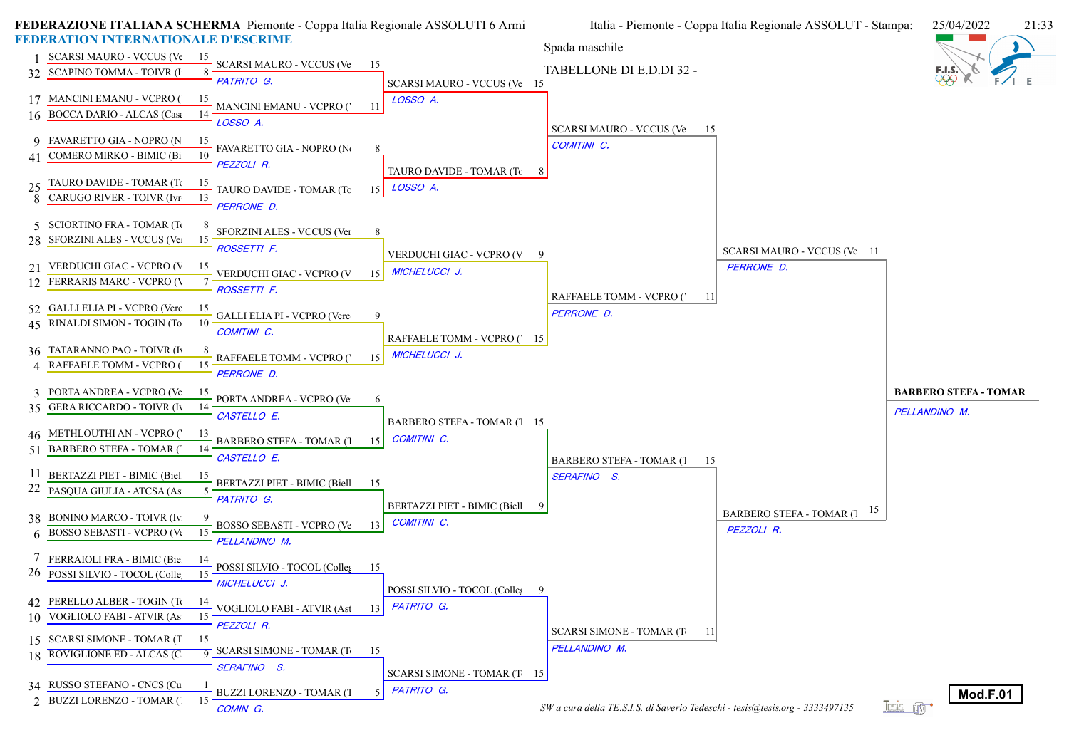**FEDERAZIONE ITALIANA SCHERMA** Piemonte - Coppa Italia Regionale ASSOLUTI 6 Armi

**FEDERATION INTERNATIONALE D'ESCRIME**

Italia - Piemonte - Coppa Italia Regionale ASSOLUT - Stampa: 25/04/2022 21:33

Spada maschile

TABELLONE DI E.D.DI 32 -

## Tabellone da 32

| Seed | Atleta | Punti |
|---|---|---|
| 1 | SCARSI MAURO - VCCUS (Ve | 15 |
| 32 | SCAPINO TOMMA - TOIVR (I | 8 |
| 17 | MANCINI EMANU - VCPRO (' | 15 |
| 16 | BOCCA DARIO - ALCAS (Casa | 14 |
| 9 | FAVARETTO GIA - NOPRO (N | 15 |
| 41 | COMERO MIRKO - BIMIC (Bi | 10 |
| 25 | TAURO DAVIDE - TOMAR (To | 15 |
| 8 | CARUGO RIVER - TOIVR (Ivr | 13 |
| 5 | SCIORTINO FRA - TOMAR (To | 8 |
| 28 | SFORZINI ALES - VCCUS (Ver | 15 |
| 21 | VERDUCHI GIAC - VCPRO (V | 15 |
| 12 | FERRARIS MARC - VCPRO (V | 7 |
| 52 | GALLI ELIA PI - VCPRO (Verc | 15 |
| 45 | RINALDI SIMON - TOGIN (To | 10 |
| 36 | TATARANNO PAO - TOIVR (Iv | 8 |
| 4 | RAFFAELE TOMM - VCPRO (' | 15 |
| 3 | PORTA ANDREA - VCPRO (Ve | 15 |
| 35 | GERA RICCARDO - TOIVR (Iv | 14 |
| 46 | METHLOUTHI AN - VCPRO (' | 13 |
| 51 | BARBERO STEFA - TOMAR (T | 14 |
| 11 | BERTAZZI PIET - BIMIC (Biell | 15 |
| 22 | PASQUA GIULIA - ATCSA (As | 5 |
| 38 | BONINO MARCO - TOIVR (Iv | 9 |
| 6 | BOSSO SEBASTI - VCPRO (Ve | 15 |
| 7 | FERRAIOLI FRA - BIMIC (Biel | 14 |
| 26 | POSSI SILVIO - TOCOL (Colle | 15 |
| 42 | PERELLO ALBER - TOGIN (To | 14 |
| 10 | VOGLIOLO FABI - ATVIR (Ast | 15 |
| 15 | SCARSI SIMONE - TOMAR (T | 15 |
| 18 | ROVIGLIONE ED - ALCAS (C | 9 |
| 34 | RUSSO STEFANO - CNCS (Cu | 1 |
| 2 | BUZZI LORENZO - TOMAR (T | 15 |

## Tabellone da 16

| Atleta | Punti | Arbitro |
|---|---|---|
| SCARSI MAURO - VCCUS (Ve | 15 | PATRITO G. |
| MANCINI EMANU - VCPRO (' | 11 | LOSSO A. |
| FAVARETTO GIA - NOPRO (N | 8 | PEZZOLI R. |
| TAURO DAVIDE - TOMAR (To | 15 | PERRONE D. |
| SFORZINI ALES - VCCUS (Ver | 8 | ROSSETTI F. |
| VERDUCHI GIAC - VCPRO (V | 15 | ROSSETTI F. |
| GALLI ELIA PI - VCPRO (Verc | 9 | COMITINI C. |
| RAFFAELE TOMM - VCPRO (' | 15 | PERRONE D. |
| PORTA ANDREA - VCPRO (Ve | 6 | CASTELLO E. |
| BARBERO STEFA - TOMAR (T | 15 | CASTELLO E. |
| BERTAZZI PIET - BIMIC (Biell | 15 | PATRITO G. |
| BOSSO SEBASTI - VCPRO (Ve | 13 | PELLANDINO M. |
| POSSI SILVIO - TOCOL (Colle | 15 | MICHELUCCI J. |
| VOGLIOLO FABI - ATVIR (Ast | 13 | PEZZOLI R. |
| SCARSI SIMONE - TOMAR (T | 15 | SERAFINO S. |
| BUZZI LORENZO - TOMAR (T | 5 | COMIN G. |

## Tabellone da 8

| Atleta | Punti | Arbitro |
|---|---|---|
| SCARSI MAURO - VCCUS (Ve | 15 | LOSSO A. |
| TAURO DAVIDE - TOMAR (To | 8 | LOSSO A. |
| VERDUCHI GIAC - VCPRO (V | 9 | MICHELUCCI J. |
| RAFFAELE TOMM - VCPRO (' | 15 | MICHELUCCI J. |
| BARBERO STEFA - TOMAR (T | 15 | COMITINI C. |
| BERTAZZI PIET - BIMIC (Biell | 9 | COMITINI C. |
| POSSI SILVIO - TOCOL (Colle | 9 | PATRITO G. |
| SCARSI SIMONE - TOMAR (T | 15 | PATRITO G. |

## Semifinali

| Atleta | Punti | Arbitro |
|---|---|---|
| SCARSI MAURO - VCCUS (Ve | 15 | COMITINI C. |
| RAFFAELE TOMM - VCPRO (' | 11 | PERRONE D. |
| BARBERO STEFA - TOMAR (T | 15 | SERAFINO S. |
| SCARSI SIMONE - TOMAR (T | 11 | PELLANDINO M. |

## Finale

| Atleta | Punti | Arbitro |
|---|---|---|
| SCARSI MAURO - VCCUS (Ve | 11 | PERRONE D. |
| BARBERO STEFA - TOMAR (T | 15 | PEZZOLI R. |

## Vincitore

**BARBERO STEFA - TOMAR**

*PELLANDINO M.*

*SW a cura della TE.S.I.S. di Saverio Tedeschi - tesis@tesis.org - 3333497135*

**Mod.F.01**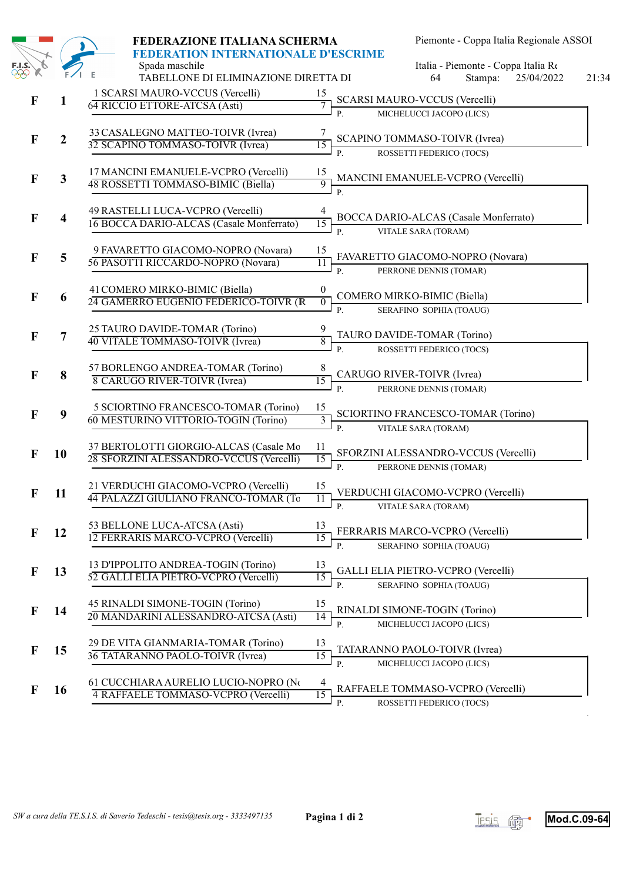**FEDERAZIONE ITALIANA SCHERMA**
**FEDERATION INTERNATIONALE D'ESCRIME**
Spada maschile
TABELLONE DI ELIMINAZIONE DIRETTA DI 64

Piemonte - Coppa Italia Regionale ASSOI
Italia - Piemonte - Coppa Italia Re
Stampa: 25/04/2022 21:34

| | | Atleta | Punti | Vincitore | Presidente |
|---|---|---|---|---|---|
| F | 1 | 1 SCARSI MAURO-VCCUS (Vercelli) | 15 | SCARSI MAURO-VCCUS (Vercelli) | P. MICHELUCCI JACOPO (LICS) |
| | | 64 RICCIO ETTORE-ATCSA (Asti) | 7 | | |
| F | 2 | 33 CASALEGNO MATTEO-TOIVR (Ivrea) | 7 | SCAPINO TOMMASO-TOIVR (Ivrea) | P. ROSSETTI FEDERICO (TOCS) |
| | | 32 SCAPINO TOMMASO-TOIVR (Ivrea) | 15 | | |
| F | 3 | 17 MANCINI EMANUELE-VCPRO (Vercelli) | 15 | MANCINI EMANUELE-VCPRO (Vercelli) | P. |
| | | 48 ROSSETTI TOMMASO-BIMIC (Biella) | 9 | | |
| F | 4 | 49 RASTELLI LUCA-VCPRO (Vercelli) | 4 | BOCCA DARIO-ALCAS (Casale Monferrato) | P. VITALE SARA (TORAM) |
| | | 16 BOCCA DARIO-ALCAS (Casale Monferrato) | 15 | | |
| F | 5 | 9 FAVARETTO GIACOMO-NOPRO (Novara) | 15 | FAVARETTO GIACOMO-NOPRO (Novara) | P. PERRONE DENNIS (TOMAR) |
| | | 56 PASOTTI RICCARDO-NOPRO (Novara) | 11 | | |
| F | 6 | 41 COMERO MIRKO-BIMIC (Biella) | 0 | COMERO MIRKO-BIMIC (Biella) | P. SERAFINO SOPHIA (TOAUG) |
| | | 24 GAMERRO EUGENIO FEDERICO-TOIVR (R | 0 | | |
| F | 7 | 25 TAURO DAVIDE-TOMAR (Torino) | 9 | TAURO DAVIDE-TOMAR (Torino) | P. ROSSETTI FEDERICO (TOCS) |
| | | 40 VITALE TOMMASO-TOIVR (Ivrea) | 8 | | |
| F | 8 | 57 BORLENGO ANDREA-TOMAR (Torino) | 8 | CARUGO RIVER-TOIVR (Ivrea) | P. PERRONE DENNIS (TOMAR) |
| | | 8 CARUGO RIVER-TOIVR (Ivrea) | 15 | | |
| F | 9 | 5 SCIORTINO FRANCESCO-TOMAR (Torino) | 15 | SCIORTINO FRANCESCO-TOMAR (Torino) | P. VITALE SARA (TORAM) |
| | | 60 MESTURINO VITTORIO-TOGIN (Torino) | 3 | | |
| F | 10 | 37 BERTOLOTTI GIORGIO-ALCAS (Casale Mo | 11 | SFORZINI ALESSANDRO-VCCUS (Vercelli) | P. PERRONE DENNIS (TOMAR) |
| | | 28 SFORZINI ALESSANDRO-VCCUS (Vercelli) | 15 | | |
| F | 11 | 21 VERDUCHI GIACOMO-VCPRO (Vercelli) | 15 | VERDUCHI GIACOMO-VCPRO (Vercelli) | P. VITALE SARA (TORAM) |
| | | 44 PALAZZI GIULIANO FRANCO-TOMAR (To | 11 | | |
| F | 12 | 53 BELLONE LUCA-ATCSA (Asti) | 13 | FERRARIS MARCO-VCPRO (Vercelli) | P. SERAFINO SOPHIA (TOAUG) |
| | | 12 FERRARIS MARCO-VCPRO (Vercelli) | 15 | | |
| F | 13 | 13 D'IPPOLITO ANDREA-TOGIN (Torino) | 13 | GALLI ELIA PIETRO-VCPRO (Vercelli) | P. SERAFINO SOPHIA (TOAUG) |
| | | 52 GALLI ELIA PIETRO-VCPRO (Vercelli) | 15 | | |
| F | 14 | 45 RINALDI SIMONE-TOGIN (Torino) | 15 | RINALDI SIMONE-TOGIN (Torino) | P. MICHELUCCI JACOPO (LICS) |
| | | 20 MANDARINI ALESSANDRO-ATCSA (Asti) | 14 | | |
| F | 15 | 29 DE VITA GIANMARIA-TOMAR (Torino) | 13 | TATARANNO PAOLO-TOIVR (Ivrea) | P. MICHELUCCI JACOPO (LICS) |
| | | 36 TATARANNO PAOLO-TOIVR (Ivrea) | 15 | | |
| F | 16 | 61 CUCCHIARA AURELIO LUCIO-NOPRO (No | 4 | RAFFAELE TOMMASO-VCPRO (Vercelli) | P. ROSSETTI FEDERICO (TOCS) |
| | | 4 RAFFAELE TOMMASO-VCPRO (Vercelli) | 15 | | |

*SW a cura della TE.S.I.S. di Saverio Tedeschi - tesis@tesis.org - 3333497135*

**Mod.C.09-64**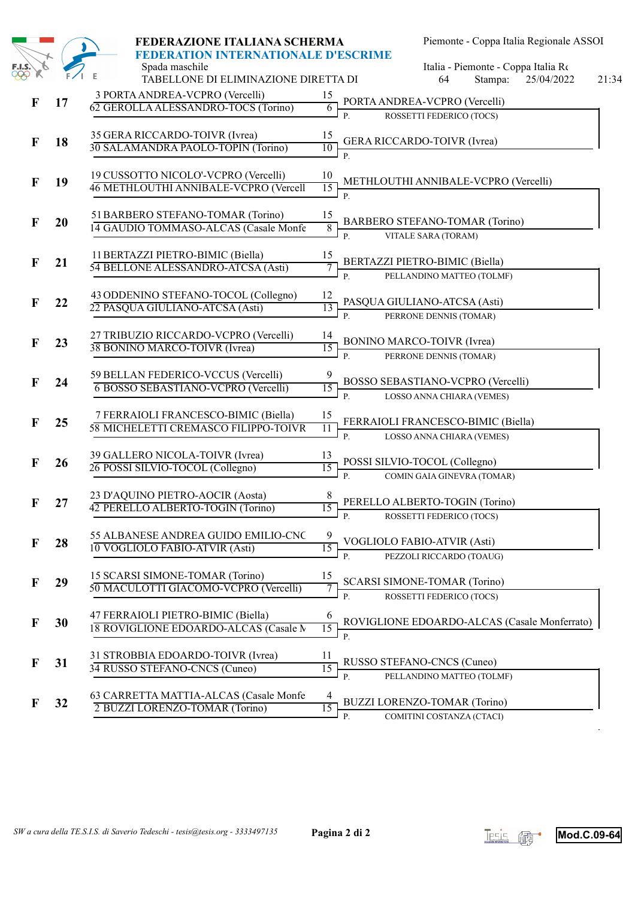**FEDERAZIONE ITALIANA SCHERMA**
**FEDERATION INTERNATIONALE D'ESCRIME**
Spada maschile
TABELLONE DI ELIMINAZIONE DIRETTA DI 64

Piemonte - Coppa Italia Regionale ASSOI
Italia - Piemonte - Coppa Italia Re
Stampa: 25/04/2022 21:34

| | N. | Tiratori | Punti | Vincitore | Presidente |
|---|---|---|---|---|---|
| F | 17 | 3 PORTA ANDREA-VCPRO (Vercelli) | 15 | PORTA ANDREA-VCPRO (Vercelli) | P. ROSSETTI FEDERICO (TOCS) |
| | | 62 GEROLLA ALESSANDRO-TOCS (Torino) | 6 | | |
| F | 18 | 35 GERA RICCARDO-TOIVR (Ivrea) | 15 | GERA RICCARDO-TOIVR (Ivrea) | P. |
| | | 30 SALAMANDRA PAOLO-TOPIN (Torino) | 10 | | |
| F | 19 | 19 CUSSOTTO NICOLO'-VCPRO (Vercelli) | 10 | METHLOUTHI ANNIBALE-VCPRO (Vercelli) | P. |
| | | 46 METHLOUTHI ANNIBALE-VCPRO (Vercell | 15 | | |
| F | 20 | 51 BARBERO STEFANO-TOMAR (Torino) | 15 | BARBERO STEFANO-TOMAR (Torino) | P. VITALE SARA (TORAM) |
| | | 14 GAUDIO TOMMASO-ALCAS (Casale Monfe | 8 | | |
| F | 21 | 11 BERTAZZI PIETRO-BIMIC (Biella) | 15 | BERTAZZI PIETRO-BIMIC (Biella) | P. PELLANDINO MATTEO (TOLMF) |
| | | 54 BELLONE ALESSANDRO-ATCSA (Asti) | 7 | | |
| F | 22 | 43 ODDENINO STEFANO-TOCOL (Collegno) | 12 | PASQUA GIULIANO-ATCSA (Asti) | P. PERRONE DENNIS (TOMAR) |
| | | 22 PASQUA GIULIANO-ATCSA (Asti) | 13 | | |
| F | 23 | 27 TRIBUZIO RICCARDO-VCPRO (Vercelli) | 14 | BONINO MARCO-TOIVR (Ivrea) | P. PERRONE DENNIS (TOMAR) |
| | | 38 BONINO MARCO-TOIVR (Ivrea) | 15 | | |
| F | 24 | 59 BELLAN FEDERICO-VCCUS (Vercelli) | 9 | BOSSO SEBASTIANO-VCPRO (Vercelli) | P. LOSSO ANNA CHIARA (VEMES) |
| | | 6 BOSSO SEBASTIANO-VCPRO (Vercelli) | 15 | | |
| F | 25 | 7 FERRAIOLI FRANCESCO-BIMIC (Biella) | 15 | FERRAIOLI FRANCESCO-BIMIC (Biella) | P. LOSSO ANNA CHIARA (VEMES) |
| | | 58 MICHELETTI CREMASCO FILIPPO-TOIVR | 11 | | |
| F | 26 | 39 GALLERO NICOLA-TOIVR (Ivrea) | 13 | POSSI SILVIO-TOCOL (Collegno) | P. COMIN GAIA GINEVRA (TOMAR) |
| | | 26 POSSI SILVIO-TOCOL (Collegno) | 15 | | |
| F | 27 | 23 D'AQUINO PIETRO-AOCIR (Aosta) | 8 | PERELLO ALBERTO-TOGIN (Torino) | P. ROSSETTI FEDERICO (TOCS) |
| | | 42 PERELLO ALBERTO-TOGIN (Torino) | 15 | | |
| F | 28 | 55 ALBANESE ANDREA GUIDO EMILIO-CNC | 9 | VOGLIOLO FABIO-ATVIR (Asti) | P. PEZZOLI RICCARDO (TOAUG) |
| | | 10 VOGLIOLO FABIO-ATVIR (Asti) | 15 | | |
| F | 29 | 15 SCARSI SIMONE-TOMAR (Torino) | 15 | SCARSI SIMONE-TOMAR (Torino) | P. ROSSETTI FEDERICO (TOCS) |
| | | 50 MACULOTTI GIACOMO-VCPRO (Vercelli) | 7 | | |
| F | 30 | 47 FERRAIOLI PIETRO-BIMIC (Biella) | 6 | ROVIGLIONE EDOARDO-ALCAS (Casale Monferrato) | P. |
| | | 18 ROVIGLIONE EDOARDO-ALCAS (Casale M | 15 | | |
| F | 31 | 31 STROBBIA EDOARDO-TOIVR (Ivrea) | 11 | RUSSO STEFANO-CNCS (Cuneo) | P. PELLANDINO MATTEO (TOLMF) |
| | | 34 RUSSO STEFANO-CNCS (Cuneo) | 15 | | |
| F | 32 | 63 CARRETTA MATTIA-ALCAS (Casale Monfe | 4 | BUZZI LORENZO-TOMAR (Torino) | P. COMITINI COSTANZA (CTACI) |
| | | 2 BUZZI LORENZO-TOMAR (Torino) | 15 | | |

*SW a cura della TE.S.I.S. di Saverio Tedeschi - tesis@tesis.org - 3333497135*

Mod.C.09-64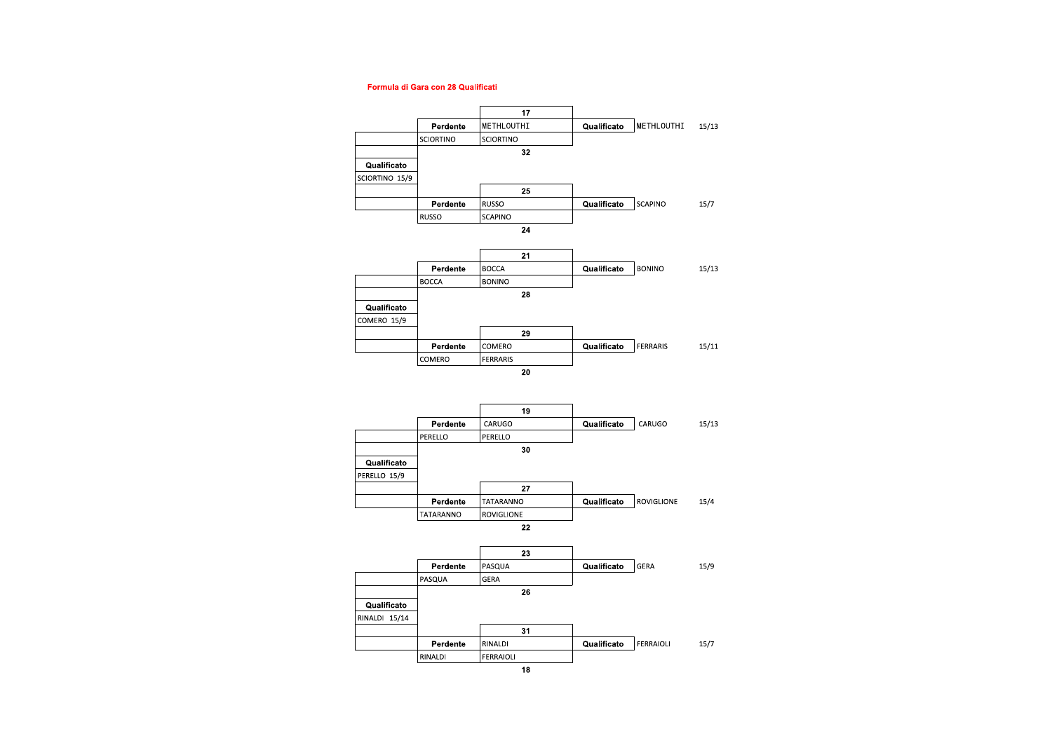**Formula di Gara con 28 Qualificati**

| | Perdente | Incontro | Qualificato | | |
|---|---|---|---|---|---|
| | | 17 | | | |
| | Perdente | METHLOUTHI | Qualificato | METHLOUTHI | 15/13 |
| | SCIORTINO | SCIORTINO | | | |
| | | 32 | | | |
| Qualificato | | | | | |
| SCIORTINO 15/9 | | | | | |
| | | 25 | | | |
| | Perdente | RUSSO | Qualificato | SCAPINO | 15/7 |
| | RUSSO | SCAPINO | | | |
| | | 24 | | | |

| | Perdente | Incontro | Qualificato | | |
|---|---|---|---|---|---|
| | | 21 | | | |
| | Perdente | BOCCA | Qualificato | BONINO | 15/13 |
| | BOCCA | BONINO | | | |
| | | 28 | | | |
| Qualificato | | | | | |
| COMERO 15/9 | | | | | |
| | | 29 | | | |
| | Perdente | COMERO | Qualificato | FERRARIS | 15/11 |
| | COMERO | FERRARIS | | | |
| | | 20 | | | |

| | Perdente | Incontro | Qualificato | | |
|---|---|---|---|---|---|
| | | 19 | | | |
| | Perdente | CARUGO | Qualificato | CARUGO | 15/13 |
| | PERELLO | PERELLO | | | |
| | | 30 | | | |
| Qualificato | | | | | |
| PERELLO 15/9 | | | | | |
| | | 27 | | | |
| | Perdente | TATARANNO | Qualificato | ROVIGLIONE | 15/4 |
| | TATARANNO | ROVIGLIONE | | | |
| | | 22 | | | |

| | Perdente | Incontro | Qualificato | | |
|---|---|---|---|---|---|
| | | 23 | | | |
| | Perdente | PASQUA | Qualificato | GERA | 15/9 |
| | PASQUA | GERA | | | |
| | | 26 | | | |
| Qualificato | | | | | |
| RINALDI 15/14 | | | | | |
| | | 31 | | | |
| | Perdente | RINALDI | Qualificato | FERRAIOLI | 15/7 |
| | RINALDI | FERRAIOLI | | | |
| | | 18 | | | |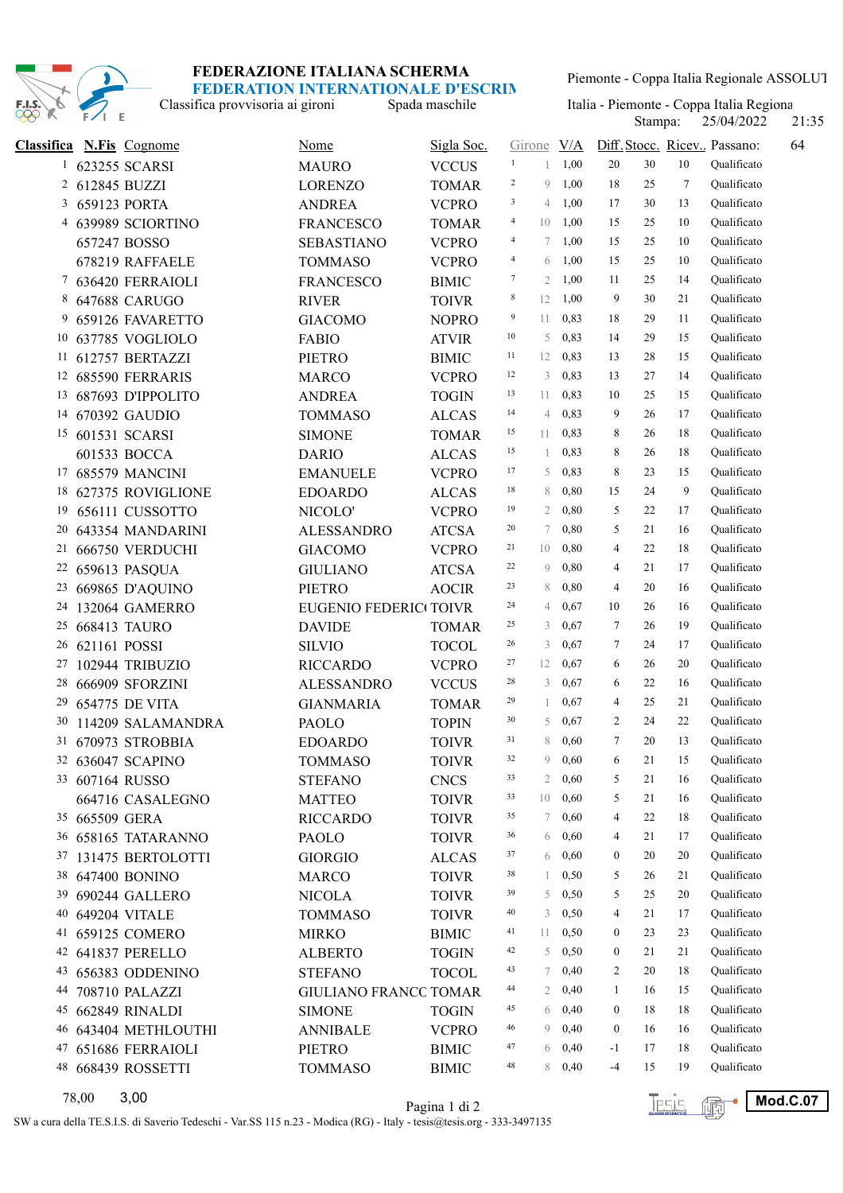**FEDERAZIONE ITALIANA SCHERMA**
**FEDERATION INTERNATIONALE D'ESCRIM**

Classifica provvisoria ai gironi — Spada maschile

Piemonte - Coppa Italia Regionale ASSOLUT

Italia - Piemonte - Coppa Italia Regiona

Stampa: 25/04/2022 21:35

| Classifica | N.Fis | Cognome | Nome | Sigla Soc. | Girone | | V/A | Diff. | Stocc. | Ricev.. | Passano: 64 |
|---|---|---|---|---|---|---|---|---|---|---|---|
| 1 | 623255 | SCARSI | MAURO | VCCUS | 1 | 1 | 1,00 | 20 | 30 | 10 | Qualificato |
| 2 | 612845 | BUZZI | LORENZO | TOMAR | 2 | 9 | 1,00 | 18 | 25 | 7 | Qualificato |
| 3 | 659123 | PORTA | ANDREA | VCPRO | 3 | 4 | 1,00 | 17 | 30 | 13 | Qualificato |
| 4 | 639989 | SCIORTINO | FRANCESCO | TOMAR | 4 | 10 | 1,00 | 15 | 25 | 10 | Qualificato |
| | 657247 | BOSSO | SEBASTIANO | VCPRO | 4 | 7 | 1,00 | 15 | 25 | 10 | Qualificato |
| | 678219 | RAFFAELE | TOMMASO | VCPRO | 4 | 6 | 1,00 | 15 | 25 | 10 | Qualificato |
| 7 | 636420 | FERRAIOLI | FRANCESCO | BIMIC | 7 | 2 | 1,00 | 11 | 25 | 14 | Qualificato |
| 8 | 647688 | CARUGO | RIVER | TOIVR | 8 | 12 | 1,00 | 9 | 30 | 21 | Qualificato |
| 9 | 659126 | FAVARETTO | GIACOMO | NOPRO | 9 | 11 | 0,83 | 18 | 29 | 11 | Qualificato |
| 10 | 637785 | VOGLIOLO | FABIO | ATVIR | 10 | 5 | 0,83 | 14 | 29 | 15 | Qualificato |
| 11 | 612757 | BERTAZZI | PIETRO | BIMIC | 11 | 12 | 0,83 | 13 | 28 | 15 | Qualificato |
| 12 | 685590 | FERRARIS | MARCO | VCPRO | 12 | 3 | 0,83 | 13 | 27 | 14 | Qualificato |
| 13 | 687693 | D'IPPOLITO | ANDREA | TOGIN | 13 | 11 | 0,83 | 10 | 25 | 15 | Qualificato |
| 14 | 670392 | GAUDIO | TOMMASO | ALCAS | 14 | 4 | 0,83 | 9 | 26 | 17 | Qualificato |
| 15 | 601531 | SCARSI | SIMONE | TOMAR | 15 | 11 | 0,83 | 8 | 26 | 18 | Qualificato |
| | 601533 | BOCCA | DARIO | ALCAS | 15 | 1 | 0,83 | 8 | 26 | 18 | Qualificato |
| 17 | 685579 | MANCINI | EMANUELE | VCPRO | 17 | 5 | 0,83 | 8 | 23 | 15 | Qualificato |
| 18 | 627375 | ROVIGLIONE | EDOARDO | ALCAS | 18 | 8 | 0,80 | 15 | 24 | 9 | Qualificato |
| 19 | 656111 | CUSSOTTO | NICOLO' | VCPRO | 19 | 2 | 0,80 | 5 | 22 | 17 | Qualificato |
| 20 | 643354 | MANDARINI | ALESSANDRO | ATCSA | 20 | 7 | 0,80 | 5 | 21 | 16 | Qualificato |
| 21 | 666750 | VERDUCHI | GIACOMO | VCPRO | 21 | 10 | 0,80 | 4 | 22 | 18 | Qualificato |
| 22 | 659613 | PASQUA | GIULIANO | ATCSA | 22 | 9 | 0,80 | 4 | 21 | 17 | Qualificato |
| 23 | 669865 | D'AQUINO | PIETRO | AOCIR | 23 | 8 | 0,80 | 4 | 20 | 16 | Qualificato |
| 24 | 132064 | GAMERRO | EUGENIO FEDERICO | TOIVR | 24 | 4 | 0,67 | 10 | 26 | 16 | Qualificato |
| 25 | 668413 | TAURO | DAVIDE | TOMAR | 25 | 3 | 0,67 | 7 | 26 | 19 | Qualificato |
| 26 | 621161 | POSSI | SILVIO | TOCOL | 26 | 3 | 0,67 | 7 | 24 | 17 | Qualificato |
| 27 | 102944 | TRIBUZIO | RICCARDO | VCPRO | 27 | 12 | 0,67 | 6 | 26 | 20 | Qualificato |
| 28 | 666909 | SFORZINI | ALESSANDRO | VCCUS | 28 | 3 | 0,67 | 6 | 22 | 16 | Qualificato |
| 29 | 654775 | DE VITA | GIANMARIA | TOMAR | 29 | 1 | 0,67 | 4 | 25 | 21 | Qualificato |
| 30 | 114209 | SALAMANDRA | PAOLO | TOPIN | 30 | 5 | 0,67 | 2 | 24 | 22 | Qualificato |
| 31 | 670973 | STROBBIA | EDOARDO | TOIVR | 31 | 8 | 0,60 | 7 | 20 | 13 | Qualificato |
| 32 | 636047 | SCAPINO | TOMMASO | TOIVR | 32 | 9 | 0,60 | 6 | 21 | 15 | Qualificato |
| 33 | 607164 | RUSSO | STEFANO | CNCS | 33 | 2 | 0,60 | 5 | 21 | 16 | Qualificato |
| | 664716 | CASALEGNO | MATTEO | TOIVR | 33 | 10 | 0,60 | 5 | 21 | 16 | Qualificato |
| 35 | 665509 | GERA | RICCARDO | TOIVR | 35 | 7 | 0,60 | 4 | 22 | 18 | Qualificato |
| 36 | 658165 | TATARANNO | PAOLO | TOIVR | 36 | 6 | 0,60 | 4 | 21 | 17 | Qualificato |
| 37 | 131475 | BERTOLOTTI | GIORGIO | ALCAS | 37 | 6 | 0,60 | 0 | 20 | 20 | Qualificato |
| 38 | 647400 | BONINO | MARCO | TOIVR | 38 | 1 | 0,50 | 5 | 26 | 21 | Qualificato |
| 39 | 690244 | GALLERO | NICOLA | TOIVR | 39 | 5 | 0,50 | 5 | 25 | 20 | Qualificato |
| 40 | 649204 | VITALE | TOMMASO | TOIVR | 40 | 3 | 0,50 | 4 | 21 | 17 | Qualificato |
| 41 | 659125 | COMERO | MIRKO | BIMIC | 41 | 11 | 0,50 | 0 | 23 | 23 | Qualificato |
| 42 | 641837 | PERELLO | ALBERTO | TOGIN | 42 | 5 | 0,50 | 0 | 21 | 21 | Qualificato |
| 43 | 656383 | ODDENINO | STEFANO | TOCOL | 43 | 7 | 0,40 | 2 | 20 | 18 | Qualificato |
| 44 | 708710 | PALAZZI | GIULIANO FRANCO | TOMAR | 44 | 2 | 0,40 | 1 | 16 | 15 | Qualificato |
| 45 | 662849 | RINALDI | SIMONE | TOGIN | 45 | 6 | 0,40 | 0 | 18 | 18 | Qualificato |
| 46 | 643404 | METHLOUTHI | ANNIBALE | VCPRO | 46 | 9 | 0,40 | 0 | 16 | 16 | Qualificato |
| 47 | 651686 | FERRAIOLI | PIETRO | BIMIC | 47 | 6 | 0,40 | -1 | 17 | 18 | Qualificato |
| 48 | 668439 | ROSSETTI | TOMMASO | BIMIC | 48 | 8 | 0,40 | -4 | 15 | 19 | Qualificato |

78,00 3,00

Mod.C.07

SW a cura della TE.S.I.S. di Saverio Tedeschi - Var.SS 115 n.23 - Modica (RG) - Italy - tesis@tesis.org - 333-3497135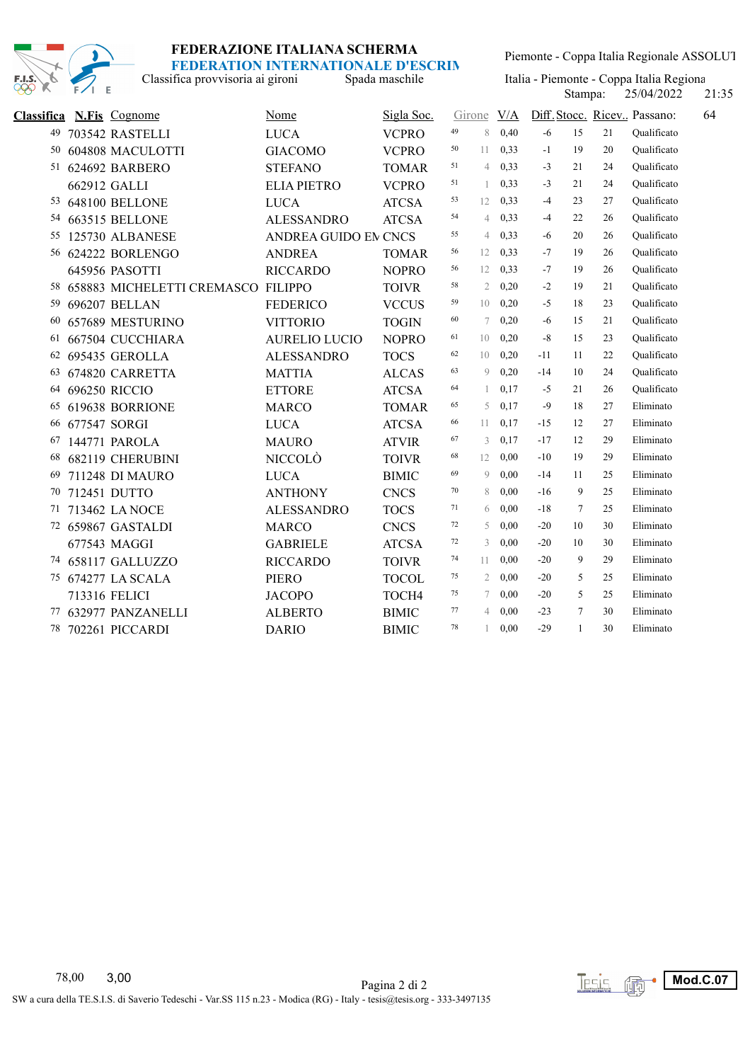# FEDERAZIONE ITALIANA SCHERMA
## FEDERATION INTERNATIONALE D'ESCRIM

Classifica provvisoria ai gironi — Spada maschile

Piemonte - Coppa Italia Regionale ASSOLUT
Italia - Piemonte - Coppa Italia Regiona
Stampa: 25/04/2022 21:35

| Classifica | N.Fis | Cognome | Nome | Sigla Soc. | | Girone | V/A | Diff. | Stocc. | Ricev.. | Passano: 64 |
|---|---|---|---|---|---|---|---|---|---|---|---|
| 49 | 703542 | RASTELLI | LUCA | VCPRO | 49 | 8 | 0,40 | -6 | 15 | 21 | Qualificato |
| 50 | 604808 | MACULOTTI | GIACOMO | VCPRO | 50 | 11 | 0,33 | -1 | 19 | 20 | Qualificato |
| 51 | 624692 | BARBERO | STEFANO | TOMAR | 51 | 4 | 0,33 | -3 | 21 | 24 | Qualificato |
| | 662912 | GALLI | ELIA PIETRO | VCPRO | 51 | 1 | 0,33 | -3 | 21 | 24 | Qualificato |
| 53 | 648100 | BELLONE | LUCA | ATCSA | 53 | 12 | 0,33 | -4 | 23 | 27 | Qualificato |
| 54 | 663515 | BELLONE | ALESSANDRO | ATCSA | 54 | 4 | 0,33 | -4 | 22 | 26 | Qualificato |
| 55 | 125730 | ALBANESE | ANDREA GUIDO EN | CNCS | 55 | 4 | 0,33 | -6 | 20 | 26 | Qualificato |
| 56 | 624222 | BORLENGO | ANDREA | TOMAR | 56 | 12 | 0,33 | -7 | 19 | 26 | Qualificato |
| | 645956 | PASOTTI | RICCARDO | NOPRO | 56 | 12 | 0,33 | -7 | 19 | 26 | Qualificato |
| 58 | 658883 | MICHELETTI CREMASCO | FILIPPO | TOIVR | 58 | 2 | 0,20 | -2 | 19 | 21 | Qualificato |
| 59 | 696207 | BELLAN | FEDERICO | VCCUS | 59 | 10 | 0,20 | -5 | 18 | 23 | Qualificato |
| 60 | 657689 | MESTURINO | VITTORIO | TOGIN | 60 | 7 | 0,20 | -6 | 15 | 21 | Qualificato |
| 61 | 667504 | CUCCHIARA | AURELIO LUCIO | NOPRO | 61 | 10 | 0,20 | -8 | 15 | 23 | Qualificato |
| 62 | 695435 | GEROLLA | ALESSANDRO | TOCS | 62 | 10 | 0,20 | -11 | 11 | 22 | Qualificato |
| 63 | 674820 | CARRETTA | MATTIA | ALCAS | 63 | 9 | 0,20 | -14 | 10 | 24 | Qualificato |
| 64 | 696250 | RICCIO | ETTORE | ATCSA | 64 | 1 | 0,17 | -5 | 21 | 26 | Qualificato |
| 65 | 619638 | BORRIONE | MARCO | TOMAR | 65 | 5 | 0,17 | -9 | 18 | 27 | Eliminato |
| 66 | 677547 | SORGI | LUCA | ATCSA | 66 | 11 | 0,17 | -15 | 12 | 27 | Eliminato |
| 67 | 144771 | PAROLA | MAURO | ATVIR | 67 | 3 | 0,17 | -17 | 12 | 29 | Eliminato |
| 68 | 682119 | CHERUBINI | NICCOLÒ | TOIVR | 68 | 12 | 0,00 | -10 | 19 | 29 | Eliminato |
| 69 | 711248 | DI MAURO | LUCA | BIMIC | 69 | 9 | 0,00 | -14 | 11 | 25 | Eliminato |
| 70 | 712451 | DUTTO | ANTHONY | CNCS | 70 | 8 | 0,00 | -16 | 9 | 25 | Eliminato |
| 71 | 713462 | LA NOCE | ALESSANDRO | TOCS | 71 | 6 | 0,00 | -18 | 7 | 25 | Eliminato |
| 72 | 659867 | GASTALDI | MARCO | CNCS | 72 | 5 | 0,00 | -20 | 10 | 30 | Eliminato |
| | 677543 | MAGGI | GABRIELE | ATCSA | 72 | 3 | 0,00 | -20 | 10 | 30 | Eliminato |
| 74 | 658117 | GALLUZZO | RICCARDO | TOIVR | 74 | 11 | 0,00 | -20 | 9 | 29 | Eliminato |
| 75 | 674277 | LA SCALA | PIERO | TOCOL | 75 | 2 | 0,00 | -20 | 5 | 25 | Eliminato |
| | 713316 | FELICI | JACOPO | TOCH4 | 75 | 7 | 0,00 | -20 | 5 | 25 | Eliminato |
| 77 | 632977 | PANZANELLI | ALBERTO | BIMIC | 77 | 4 | 0,00 | -23 | 7 | 30 | Eliminato |
| 78 | 702261 | PICCARDI | DARIO | BIMIC | 78 | 1 | 0,00 | -29 | 1 | 30 | Eliminato |

78,00 3,00

SW a cura della TE.S.I.S. di Saverio Tedeschi - Var.SS 115 n.23 - Modica (RG) - Italy - tesis@tesis.org - 333-3497135

Mod.C.07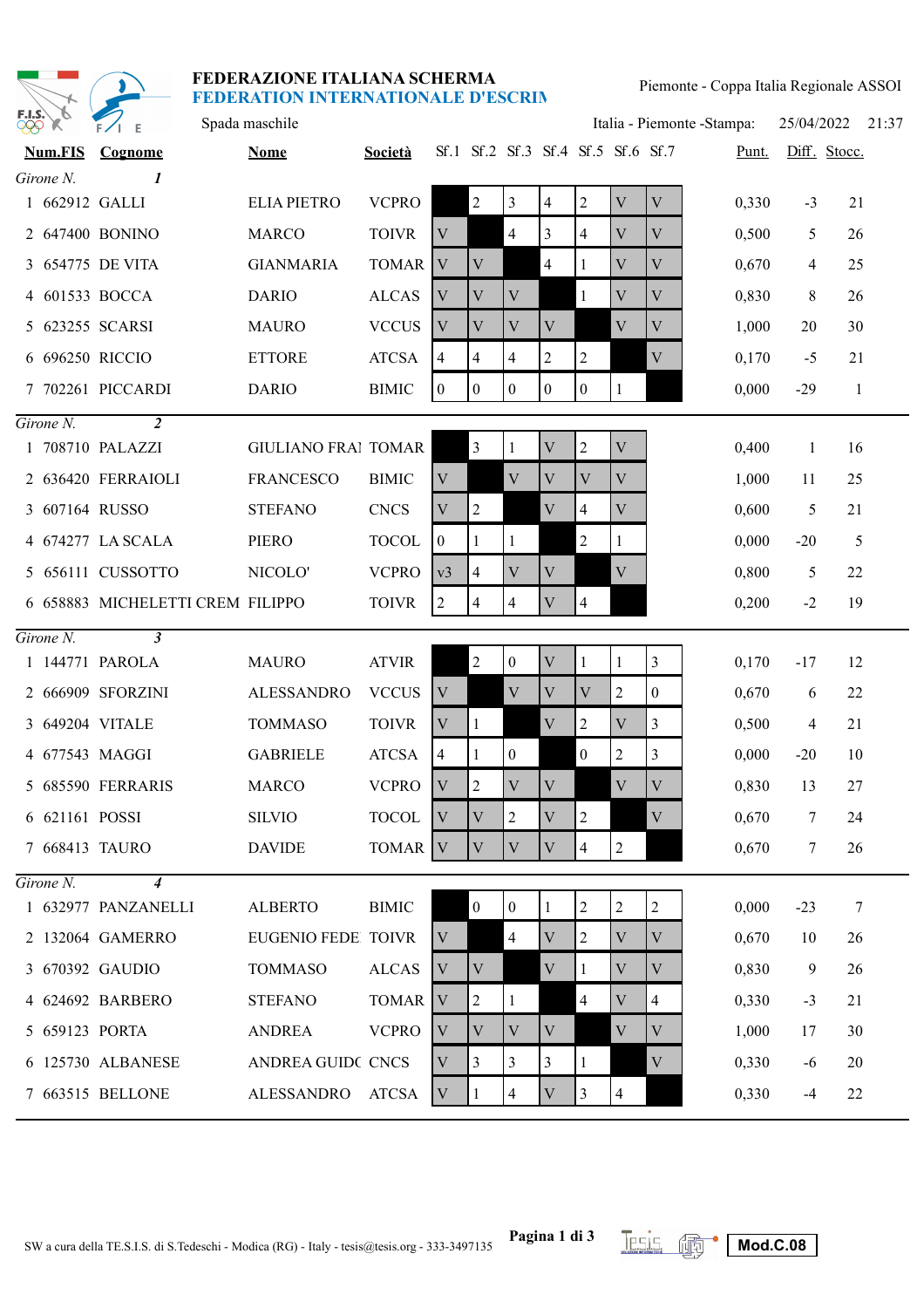**FEDERAZIONE ITALIANA SCHERMA**
**FEDERATION INTERNATIONALE D'ESCRIM**

Piemonte - Coppa Italia Regionale ASSOI

Spada maschile

Italia - Piemonte -Stampa: 25/04/2022 21:37

| | Num.FIS | Cognome | Nome | Società | Sf.1 | Sf.2 | Sf.3 | Sf.4 | Sf.5 | Sf.6 | Sf.7 | Punt. | Diff. | Stocc. |
|---|---|---|---|---|---|---|---|---|---|---|---|---|---|---|
| *Girone N.* | | ***1*** | | | | | | | | | | | | |
| 1 | 662912 | GALLI | ELIA PIETRO | VCPRO | | 2 | 3 | 4 | 2 | V | V | 0,330 | -3 | 21 |
| 2 | 647400 | BONINO | MARCO | TOIVR | V | | 4 | 3 | 4 | V | V | 0,500 | 5 | 26 |
| 3 | 654775 | DE VITA | GIANMARIA | TOMAR | V | V | | 4 | 1 | V | V | 0,670 | 4 | 25 |
| 4 | 601533 | BOCCA | DARIO | ALCAS | V | V | V | | 1 | V | V | 0,830 | 8 | 26 |
| 5 | 623255 | SCARSI | MAURO | VCCUS | V | V | V | V | | V | V | 1,000 | 20 | 30 |
| 6 | 696250 | RICCIO | ETTORE | ATCSA | 4 | 4 | 4 | 2 | 2 | | V | 0,170 | -5 | 21 |
| 7 | 702261 | PICCARDI | DARIO | BIMIC | 0 | 0 | 0 | 0 | 0 | 1 | | 0,000 | -29 | 1 |
| *Girone N.* | | ***2*** | | | | | | | | | | | | |
| 1 | 708710 | PALAZZI | GIULIANO FRAI | TOMAR | | 3 | 1 | V | 2 | V | | 0,400 | 1 | 16 |
| 2 | 636420 | FERRAIOLI | FRANCESCO | BIMIC | V | | V | V | V | V | | 1,000 | 11 | 25 |
| 3 | 607164 | RUSSO | STEFANO | CNCS | V | 2 | | V | 4 | V | | 0,600 | 5 | 21 |
| 4 | 674277 | LA SCALA | PIERO | TOCOL | 0 | 1 | 1 | | 2 | 1 | | 0,000 | -20 | 5 |
| 5 | 656111 | CUSSOTTO | NICOLO' | VCPRO | v3 | 4 | V | V | | V | | 0,800 | 5 | 22 |
| 6 | 658883 | MICHELETTI CREM | FILIPPO | TOIVR | 2 | 4 | 4 | V | 4 | | | 0,200 | -2 | 19 |
| *Girone N.* | | ***3*** | | | | | | | | | | | | |
| 1 | 144771 | PAROLA | MAURO | ATVIR | | 2 | 0 | V | 1 | 1 | 3 | 0,170 | -17 | 12 |
| 2 | 666909 | SFORZINI | ALESSANDRO | VCCUS | V | | V | V | V | 2 | 0 | 0,670 | 6 | 22 |
| 3 | 649204 | VITALE | TOMMASO | TOIVR | V | 1 | | V | 2 | V | 3 | 0,500 | 4 | 21 |
| 4 | 677543 | MAGGI | GABRIELE | ATCSA | 4 | 1 | 0 | | 0 | 2 | 3 | 0,000 | -20 | 10 |
| 5 | 685590 | FERRARIS | MARCO | VCPRO | V | 2 | V | V | | V | V | 0,830 | 13 | 27 |
| 6 | 621161 | POSSI | SILVIO | TOCOL | V | V | 2 | V | 2 | | V | 0,670 | 7 | 24 |
| 7 | 668413 | TAURO | DAVIDE | TOMAR | V | V | V | V | 4 | 2 | | 0,670 | 7 | 26 |
| *Girone N.* | | ***4*** | | | | | | | | | | | | |
| 1 | 632977 | PANZANELLI | ALBERTO | BIMIC | | 0 | 0 | 1 | 2 | 2 | 2 | 0,000 | -23 | 7 |
| 2 | 132064 | GAMERRO | EUGENIO FEDE | TOIVR | V | | 4 | V | 2 | V | V | 0,670 | 10 | 26 |
| 3 | 670392 | GAUDIO | TOMMASO | ALCAS | V | V | | V | 1 | V | V | 0,830 | 9 | 26 |
| 4 | 624692 | BARBERO | STEFANO | TOMAR | V | 2 | 1 | | 4 | V | 4 | 0,330 | -3 | 21 |
| 5 | 659123 | PORTA | ANDREA | VCPRO | V | V | V | V | | V | V | 1,000 | 17 | 30 |
| 6 | 125730 | ALBANESE | ANDREA GUIDC | CNCS | V | 3 | 3 | 3 | 1 | | V | 0,330 | -6 | 20 |
| 7 | 663515 | BELLONE | ALESSANDRO | ATCSA | V | 1 | 4 | V | 3 | 4 | | 0,330 | -4 | 22 |

SW a cura della TE.S.I.S. di S.Tedeschi - Modica (RG) - Italy - tesis@tesis.org - 333-3497135

**Mod.C.08**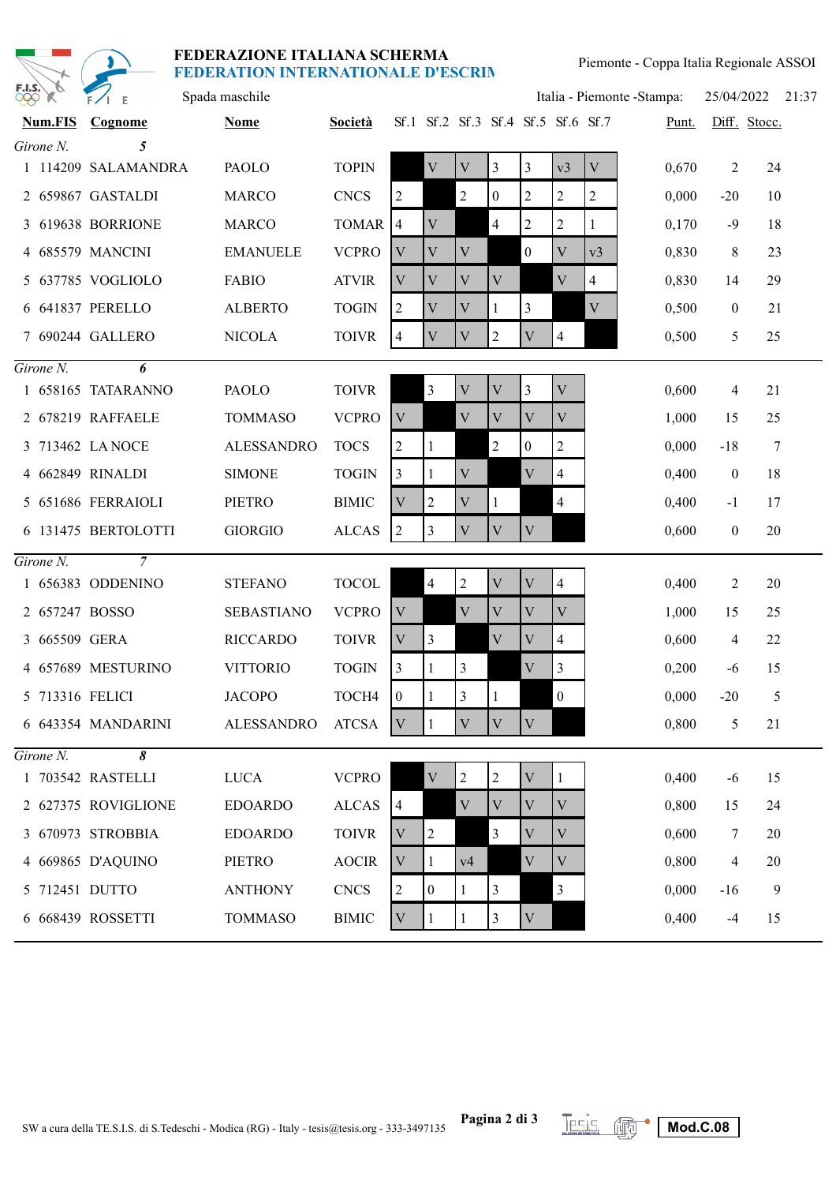**FEDERAZIONE ITALIANA SCHERMA**
**FEDERATION INTERNATIONALE D'ESCRIM**

Piemonte - Coppa Italia Regionale ASSOI

Spada maschile — Italia - Piemonte -Stampa: 25/04/2022 21:37

| | Num.FIS | Cognome | Nome | Società | Sf.1 | Sf.2 | Sf.3 | Sf.4 | Sf.5 | Sf.6 | Sf.7 | Punt. | Diff. | Stocc. |
|---|---|---|---|---|---|---|---|---|---|---|---|---|---|---|
| *Girone N.* | *5* | | | | | | | | | | | | | |
| 1 | 114209 | SALAMANDRA | PAOLO | TOPIN | | V | V | 3 | 3 | v3 | V | 0,670 | 2 | 24 |
| 2 | 659867 | GASTALDI | MARCO | CNCS | 2 | | 2 | 0 | 2 | 2 | 2 | 0,000 | -20 | 10 |
| 3 | 619638 | BORRIONE | MARCO | TOMAR | 4 | V | | 4 | 2 | 2 | 1 | 0,170 | -9 | 18 |
| 4 | 685579 | MANCINI | EMANUELE | VCPRO | V | V | V | | 0 | V | v3 | 0,830 | 8 | 23 |
| 5 | 637785 | VOGLIOLO | FABIO | ATVIR | V | V | V | V | | V | 4 | 0,830 | 14 | 29 |
| 6 | 641837 | PERELLO | ALBERTO | TOGIN | 2 | V | V | 1 | 3 | | V | 0,500 | 0 | 21 |
| 7 | 690244 | GALLERO | NICOLA | TOIVR | 4 | V | V | 2 | V | 4 | | 0,500 | 5 | 25 |
| *Girone N.* | *6* | | | | | | | | | | | | | |
| 1 | 658165 | TATARANNO | PAOLO | TOIVR | | 3 | V | V | 3 | V | | 0,600 | 4 | 21 |
| 2 | 678219 | RAFFAELE | TOMMASO | VCPRO | V | | V | V | V | V | | 1,000 | 15 | 25 |
| 3 | 713462 | LA NOCE | ALESSANDRO | TOCS | 2 | 1 | | 2 | 0 | 2 | | 0,000 | -18 | 7 |
| 4 | 662849 | RINALDI | SIMONE | TOGIN | 3 | 1 | V | | V | 4 | | 0,400 | 0 | 18 |
| 5 | 651686 | FERRAIOLI | PIETRO | BIMIC | V | 2 | V | 1 | | 4 | | 0,400 | -1 | 17 |
| 6 | 131475 | BERTOLOTTI | GIORGIO | ALCAS | 2 | 3 | V | V | V | | | 0,600 | 0 | 20 |
| *Girone N.* | *7* | | | | | | | | | | | | | |
| 1 | 656383 | ODDENINO | STEFANO | TOCOL | | 4 | 2 | V | V | 4 | | 0,400 | 2 | 20 |
| 2 | 657247 | BOSSO | SEBASTIANO | VCPRO | V | | V | V | V | V | | 1,000 | 15 | 25 |
| 3 | 665509 | GERA | RICCARDO | TOIVR | V | 3 | | V | V | 4 | | 0,600 | 4 | 22 |
| 4 | 657689 | MESTURINO | VITTORIO | TOGIN | 3 | 1 | 3 | | V | 3 | | 0,200 | -6 | 15 |
| 5 | 713316 | FELICI | JACOPO | TOCH4 | 0 | 1 | 3 | 1 | | 0 | | 0,000 | -20 | 5 |
| 6 | 643354 | MANDARINI | ALESSANDRO | ATCSA | V | 1 | V | V | V | | | 0,800 | 5 | 21 |
| *Girone N.* | *8* | | | | | | | | | | | | | |
| 1 | 703542 | RASTELLI | LUCA | VCPRO | | V | 2 | 2 | V | 1 | | 0,400 | -6 | 15 |
| 2 | 627375 | ROVIGLIONE | EDOARDO | ALCAS | 4 | | V | V | V | V | | 0,800 | 15 | 24 |
| 3 | 670973 | STROBBIA | EDOARDO | TOIVR | V | 2 | | 3 | V | V | | 0,600 | 7 | 20 |
| 4 | 669865 | D'AQUINO | PIETRO | AOCIR | V | 1 | v4 | | V | V | | 0,800 | 4 | 20 |
| 5 | 712451 | DUTTO | ANTHONY | CNCS | 2 | 0 | 1 | 3 | | 3 | | 0,000 | -16 | 9 |
| 6 | 668439 | ROSSETTI | TOMMASO | BIMIC | V | 1 | 1 | 3 | V | | | 0,400 | -4 | 15 |

SW a cura della TE.S.I.S. di S.Tedeschi - Modica (RG) - Italy - tesis@tesis.org - 333-3497135 — Mod.C.08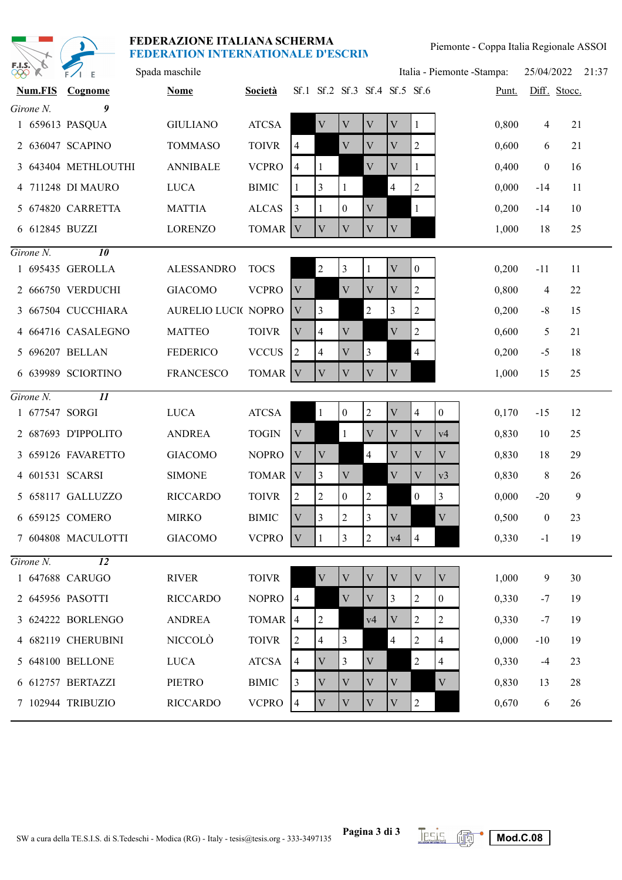FEDERAZIONE ITALIANA SCHERMA
FEDERATION INTERNATIONALE D'ESCRIM

Piemonte - Coppa Italia Regionale ASSOI

Spada maschile

Italia - Piemonte -Stampa: 25/04/2022 21:37

**Girone N. 9**

| | Num.FIS | Cognome | Nome | Società | Sf.1 | Sf.2 | Sf.3 | Sf.4 | Sf.5 | Sf.6 | Punt. | Diff. | Stocc. |
|---|---|---|---|---|---|---|---|---|---|---|---|---|---|
| 1 | 659613 | PASQUA | GIULIANO | ATCSA | | V | V | V | V | 1 | 0,800 | 4 | 21 |
| 2 | 636047 | SCAPINO | TOMMASO | TOIVR | 4 | | V | V | V | 2 | 0,600 | 6 | 21 |
| 3 | 643404 | METHLOUTHI | ANNIBALE | VCPRO | 4 | 1 | | V | V | 1 | 0,400 | 0 | 16 |
| 4 | 711248 | DI MAURO | LUCA | BIMIC | 1 | 3 | 1 | | 4 | 2 | 0,000 | -14 | 11 |
| 5 | 674820 | CARRETTA | MATTIA | ALCAS | 3 | 1 | 0 | V | | 1 | 0,200 | -14 | 10 |
| 6 | 612845 | BUZZI | LORENZO | TOMAR | V | V | V | V | V | | 1,000 | 18 | 25 |

**Girone N. 10**

| | Num.FIS | Cognome | Nome | Società | Sf.1 | Sf.2 | Sf.3 | Sf.4 | Sf.5 | Sf.6 | Punt. | Diff. | Stocc. |
|---|---|---|---|---|---|---|---|---|---|---|---|---|---|
| 1 | 695435 | GEROLLA | ALESSANDRO | TOCS | | 2 | 3 | 1 | V | 0 | 0,200 | -11 | 11 |
| 2 | 666750 | VERDUCHI | GIACOMO | VCPRO | V | | V | V | V | 2 | 0,800 | 4 | 22 |
| 3 | 667504 | CUCCHIARA | AURELIO LUCI( | NOPRO | V | 3 | | 2 | 3 | 2 | 0,200 | -8 | 15 |
| 4 | 664716 | CASALEGNO | MATTEO | TOIVR | V | 4 | V | | V | 2 | 0,600 | 5 | 21 |
| 5 | 696207 | BELLAN | FEDERICO | VCCUS | 2 | 4 | V | 3 | | 4 | 0,200 | -5 | 18 |
| 6 | 639989 | SCIORTINO | FRANCESCO | TOMAR | V | V | V | V | V | | 1,000 | 15 | 25 |

**Girone N. 11**

| | Num.FIS | Cognome | Nome | Società | Sf.1 | Sf.2 | Sf.3 | Sf.4 | Sf.5 | Sf.6 | Sf.7 | Punt. | Diff. | Stocc. |
|---|---|---|---|---|---|---|---|---|---|---|---|---|---|---|
| 1 | 677547 | SORGI | LUCA | ATCSA | | 1 | 0 | 2 | V | 4 | 0 | 0,170 | -15 | 12 |
| 2 | 687693 | D'IPPOLITO | ANDREA | TOGIN | V | | 1 | V | V | V | v4 | 0,830 | 10 | 25 |
| 3 | 659126 | FAVARETTO | GIACOMO | NOPRO | V | V | | 4 | V | V | V | 0,830 | 18 | 29 |
| 4 | 601531 | SCARSI | SIMONE | TOMAR | V | 3 | V | | V | V | v3 | 0,830 | 8 | 26 |
| 5 | 658117 | GALLUZZO | RICCARDO | TOIVR | 2 | 2 | 0 | 2 | | 0 | 3 | 0,000 | -20 | 9 |
| 6 | 659125 | COMERO | MIRKO | BIMIC | V | 3 | 2 | 3 | V | | V | 0,500 | 0 | 23 |
| 7 | 604808 | MACULOTTI | GIACOMO | VCPRO | V | 1 | 3 | 2 | v4 | 4 | | 0,330 | -1 | 19 |

**Girone N. 12**

| | Num.FIS | Cognome | Nome | Società | Sf.1 | Sf.2 | Sf.3 | Sf.4 | Sf.5 | Sf.6 | Sf.7 | Punt. | Diff. | Stocc. |
|---|---|---|---|---|---|---|---|---|---|---|---|---|---|---|
| 1 | 647688 | CARUGO | RIVER | TOIVR | | V | V | V | V | V | V | 1,000 | 9 | 30 |
| 2 | 645956 | PASOTTI | RICCARDO | NOPRO | 4 | | V | V | 3 | 2 | 0 | 0,330 | -7 | 19 |
| 3 | 624222 | BORLENGO | ANDREA | TOMAR | 4 | 2 | | v4 | V | 2 | 2 | 0,330 | -7 | 19 |
| 4 | 682119 | CHERUBINI | NICCOLÒ | TOIVR | 2 | 4 | 3 | | 4 | 2 | 4 | 0,000 | -10 | 19 |
| 5 | 648100 | BELLONE | LUCA | ATCSA | 4 | V | 3 | V | | 2 | 4 | 0,330 | -4 | 23 |
| 6 | 612757 | BERTAZZI | PIETRO | BIMIC | 3 | V | V | V | V | | V | 0,830 | 13 | 28 |
| 7 | 102944 | TRIBUZIO | RICCARDO | VCPRO | 4 | V | V | V | V | 2 | | 0,670 | 6 | 26 |

SW a cura della TE.S.I.S. di S.Tedeschi - Modica (RG) - Italy - tesis@tesis.org - 333-3497135

Mod.C.08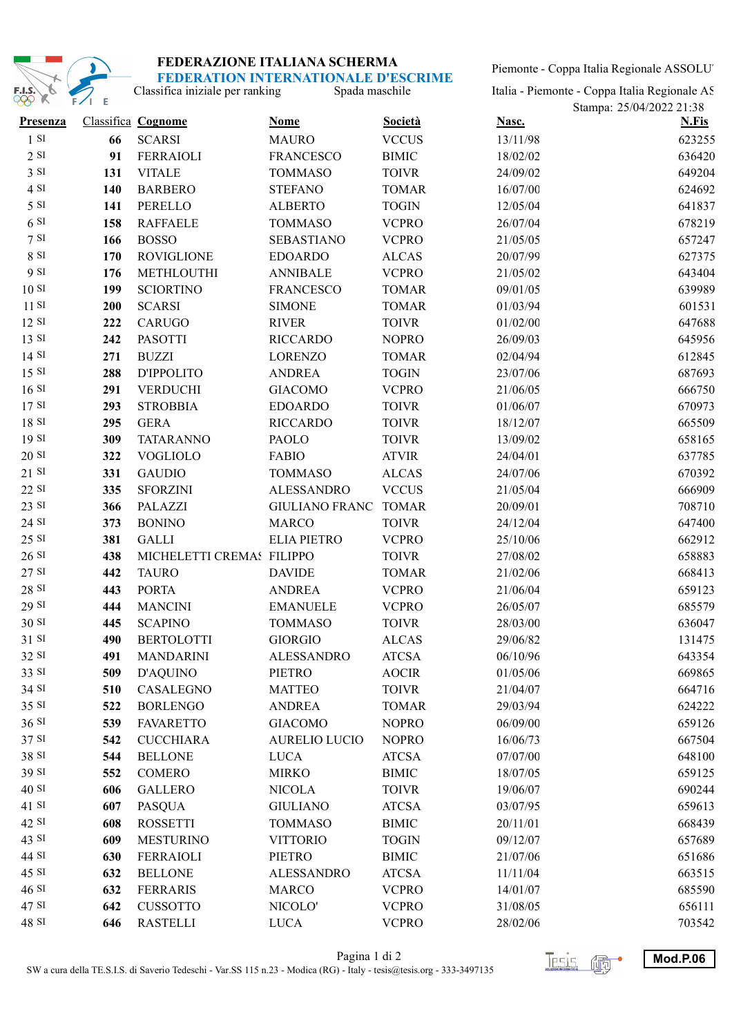# FEDERAZIONE ITALIANA SCHERMA
## FEDERATION INTERNATIONALE D'ESCRIME

Classifica iniziale per ranking — Spada maschile

Piemonte - Coppa Italia Regionale ASSOLU

Italia - Piemonte - Coppa Italia Regionale AS

Stampa: 25/04/2022 21:38

| Presenza | Classifica | Cognome | Nome | Società | Nasc. | N.Fis |
|---|---|---|---|---|---|---|
| 1 SI | 66 | SCARSI | MAURO | VCCUS | 13/11/98 | 623255 |
| 2 SI | 91 | FERRAIOLI | FRANCESCO | BIMIC | 18/02/02 | 636420 |
| 3 SI | 131 | VITALE | TOMMASO | TOIVR | 24/09/02 | 649204 |
| 4 SI | 140 | BARBERO | STEFANO | TOMAR | 16/07/00 | 624692 |
| 5 SI | 141 | PERELLO | ALBERTO | TOGIN | 12/05/04 | 641837 |
| 6 SI | 158 | RAFFAELE | TOMMASO | VCPRO | 26/07/04 | 678219 |
| 7 SI | 166 | BOSSO | SEBASTIANO | VCPRO | 21/05/05 | 657247 |
| 8 SI | 170 | ROVIGLIONE | EDOARDO | ALCAS | 20/07/99 | 627375 |
| 9 SI | 176 | METHLOUTHI | ANNIBALE | VCPRO | 21/05/02 | 643404 |
| 10 SI | 199 | SCIORTINO | FRANCESCO | TOMAR | 09/01/05 | 639989 |
| 11 SI | 200 | SCARSI | SIMONE | TOMAR | 01/03/94 | 601531 |
| 12 SI | 222 | CARUGO | RIVER | TOIVR | 01/02/00 | 647688 |
| 13 SI | 242 | PASOTTI | RICCARDO | NOPRO | 26/09/03 | 645956 |
| 14 SI | 271 | BUZZI | LORENZO | TOMAR | 02/04/94 | 612845 |
| 15 SI | 288 | D'IPPOLITO | ANDREA | TOGIN | 23/07/06 | 687693 |
| 16 SI | 291 | VERDUCHI | GIACOMO | VCPRO | 21/06/05 | 666750 |
| 17 SI | 293 | STROBBIA | EDOARDO | TOIVR | 01/06/07 | 670973 |
| 18 SI | 295 | GERA | RICCARDO | TOIVR | 18/12/07 | 665509 |
| 19 SI | 309 | TATARANNO | PAOLO | TOIVR | 13/09/02 | 658165 |
| 20 SI | 322 | VOGLIOLO | FABIO | ATVIR | 24/04/01 | 637785 |
| 21 SI | 331 | GAUDIO | TOMMASO | ALCAS | 24/07/06 | 670392 |
| 22 SI | 335 | SFORZINI | ALESSANDRO | VCCUS | 21/05/04 | 666909 |
| 23 SI | 366 | PALAZZI | GIULIANO FRANC | TOMAR | 20/09/01 | 708710 |
| 24 SI | 373 | BONINO | MARCO | TOIVR | 24/12/04 | 647400 |
| 25 SI | 381 | GALLI | ELIA PIETRO | VCPRO | 25/10/06 | 662912 |
| 26 SI | 438 | MICHELETTI CREMAS | FILIPPO | TOIVR | 27/08/02 | 658883 |
| 27 SI | 442 | TAURO | DAVIDE | TOMAR | 21/02/06 | 668413 |
| 28 SI | 443 | PORTA | ANDREA | VCPRO | 21/06/04 | 659123 |
| 29 SI | 444 | MANCINI | EMANUELE | VCPRO | 26/05/07 | 685579 |
| 30 SI | 445 | SCAPINO | TOMMASO | TOIVR | 28/03/00 | 636047 |
| 31 SI | 490 | BERTOLOTTI | GIORGIO | ALCAS | 29/06/82 | 131475 |
| 32 SI | 491 | MANDARINI | ALESSANDRO | ATCSA | 06/10/96 | 643354 |
| 33 SI | 509 | D'AQUINO | PIETRO | AOCIR | 01/05/06 | 669865 |
| 34 SI | 510 | CASALEGNO | MATTEO | TOIVR | 21/04/07 | 664716 |
| 35 SI | 522 | BORLENGO | ANDREA | TOMAR | 29/03/94 | 624222 |
| 36 SI | 539 | FAVARETTO | GIACOMO | NOPRO | 06/09/00 | 659126 |
| 37 SI | 542 | CUCCHIARA | AURELIO LUCIO | NOPRO | 16/06/73 | 667504 |
| 38 SI | 544 | BELLONE | LUCA | ATCSA | 07/07/00 | 648100 |
| 39 SI | 552 | COMERO | MIRKO | BIMIC | 18/07/05 | 659125 |
| 40 SI | 606 | GALLERO | NICOLA | TOIVR | 19/06/07 | 690244 |
| 41 SI | 607 | PASQUA | GIULIANO | ATCSA | 03/07/95 | 659613 |
| 42 SI | 608 | ROSSETTI | TOMMASO | BIMIC | 20/11/01 | 668439 |
| 43 SI | 609 | MESTURINO | VITTORIO | TOGIN | 09/12/07 | 657689 |
| 44 SI | 630 | FERRAIOLI | PIETRO | BIMIC | 21/07/06 | 651686 |
| 45 SI | 632 | BELLONE | ALESSANDRO | ATCSA | 11/11/04 | 663515 |
| 46 SI | 632 | FERRARIS | MARCO | VCPRO | 14/01/07 | 685590 |
| 47 SI | 642 | CUSSOTTO | NICOLO' | VCPRO | 31/08/05 | 656111 |
| 48 SI | 646 | RASTELLI | LUCA | VCPRO | 28/02/06 | 703542 |

SW a cura della TE.S.I.S. di Saverio Tedeschi - Var.SS 115 n.23 - Modica (RG) - Italy - tesis@tesis.org - 333-3497135

Mod.P.06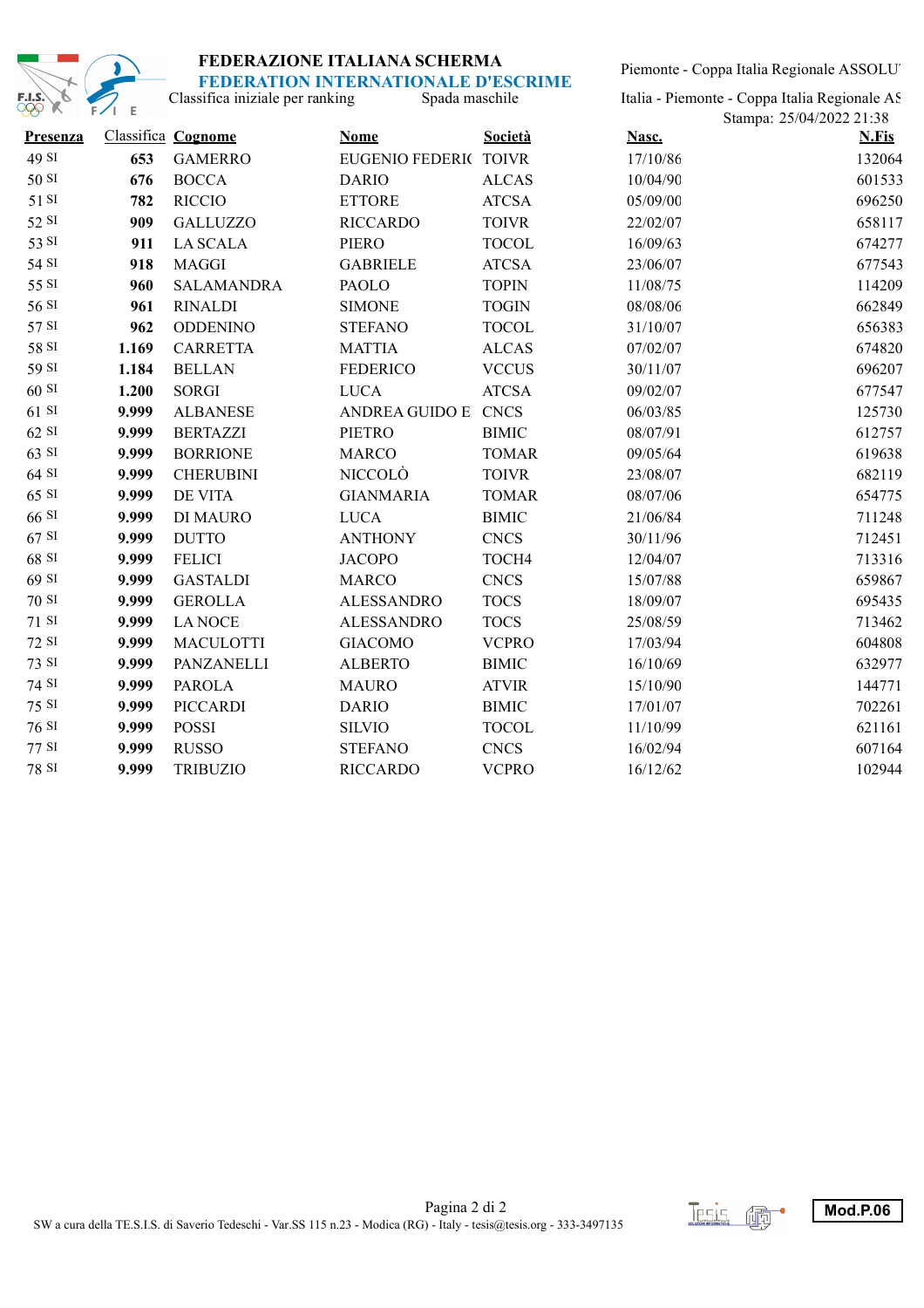# FEDERAZIONE ITALIANA SCHERMA

## FEDERATION INTERNATIONALE D'ESCRIME

Classifica iniziale per ranking — Spada maschile

Piemonte - Coppa Italia Regionale ASSOLU

Italia - Piemonte - Coppa Italia Regionale AS

Stampa: 25/04/2022 21:38

| Presenza | Classifica | Cognome | Nome | Società | Nasc. | N.Fis |
|---|---|---|---|---|---|---|
| 49 SI | **653** | GAMERRO | EUGENIO FEDERI( | TOIVR | 17/10/86 | 132064 |
| 50 SI | **676** | BOCCA | DARIO | ALCAS | 10/04/90 | 601533 |
| 51 SI | **782** | RICCIO | ETTORE | ATCSA | 05/09/00 | 696250 |
| 52 SI | **909** | GALLUZZO | RICCARDO | TOIVR | 22/02/07 | 658117 |
| 53 SI | **911** | LA SCALA | PIERO | TOCOL | 16/09/63 | 674277 |
| 54 SI | **918** | MAGGI | GABRIELE | ATCSA | 23/06/07 | 677543 |
| 55 SI | **960** | SALAMANDRA | PAOLO | TOPIN | 11/08/75 | 114209 |
| 56 SI | **961** | RINALDI | SIMONE | TOGIN | 08/08/06 | 662849 |
| 57 SI | **962** | ODDENINO | STEFANO | TOCOL | 31/10/07 | 656383 |
| 58 SI | **1.169** | CARRETTA | MATTIA | ALCAS | 07/02/07 | 674820 |
| 59 SI | **1.184** | BELLAN | FEDERICO | VCCUS | 30/11/07 | 696207 |
| 60 SI | **1.200** | SORGI | LUCA | ATCSA | 09/02/07 | 677547 |
| 61 SI | **9.999** | ALBANESE | ANDREA GUIDO E | CNCS | 06/03/85 | 125730 |
| 62 SI | **9.999** | BERTAZZI | PIETRO | BIMIC | 08/07/91 | 612757 |
| 63 SI | **9.999** | BORRIONE | MARCO | TOMAR | 09/05/64 | 619638 |
| 64 SI | **9.999** | CHERUBINI | NICCOLÒ | TOIVR | 23/08/07 | 682119 |
| 65 SI | **9.999** | DE VITA | GIANMARIA | TOMAR | 08/07/06 | 654775 |
| 66 SI | **9.999** | DI MAURO | LUCA | BIMIC | 21/06/84 | 711248 |
| 67 SI | **9.999** | DUTTO | ANTHONY | CNCS | 30/11/96 | 712451 |
| 68 SI | **9.999** | FELICI | JACOPO | TOCH4 | 12/04/07 | 713316 |
| 69 SI | **9.999** | GASTALDI | MARCO | CNCS | 15/07/88 | 659867 |
| 70 SI | **9.999** | GEROLLA | ALESSANDRO | TOCS | 18/09/07 | 695435 |
| 71 SI | **9.999** | LA NOCE | ALESSANDRO | TOCS | 25/08/59 | 713462 |
| 72 SI | **9.999** | MACULOTTI | GIACOMO | VCPRO | 17/03/94 | 604808 |
| 73 SI | **9.999** | PANZANELLI | ALBERTO | BIMIC | 16/10/69 | 632977 |
| 74 SI | **9.999** | PAROLA | MAURO | ATVIR | 15/10/90 | 144771 |
| 75 SI | **9.999** | PICCARDI | DARIO | BIMIC | 17/01/07 | 702261 |
| 76 SI | **9.999** | POSSI | SILVIO | TOCOL | 11/10/99 | 621161 |
| 77 SI | **9.999** | RUSSO | STEFANO | CNCS | 16/02/94 | 607164 |
| 78 SI | **9.999** | TRIBUZIO | RICCARDO | VCPRO | 16/12/62 | 102944 |

SW a cura della TE.S.I.S. di Saverio Tedeschi - Var.SS 115 n.23 - Modica (RG) - Italy - tesis@tesis.org - 333-3497135

**Mod.P.06**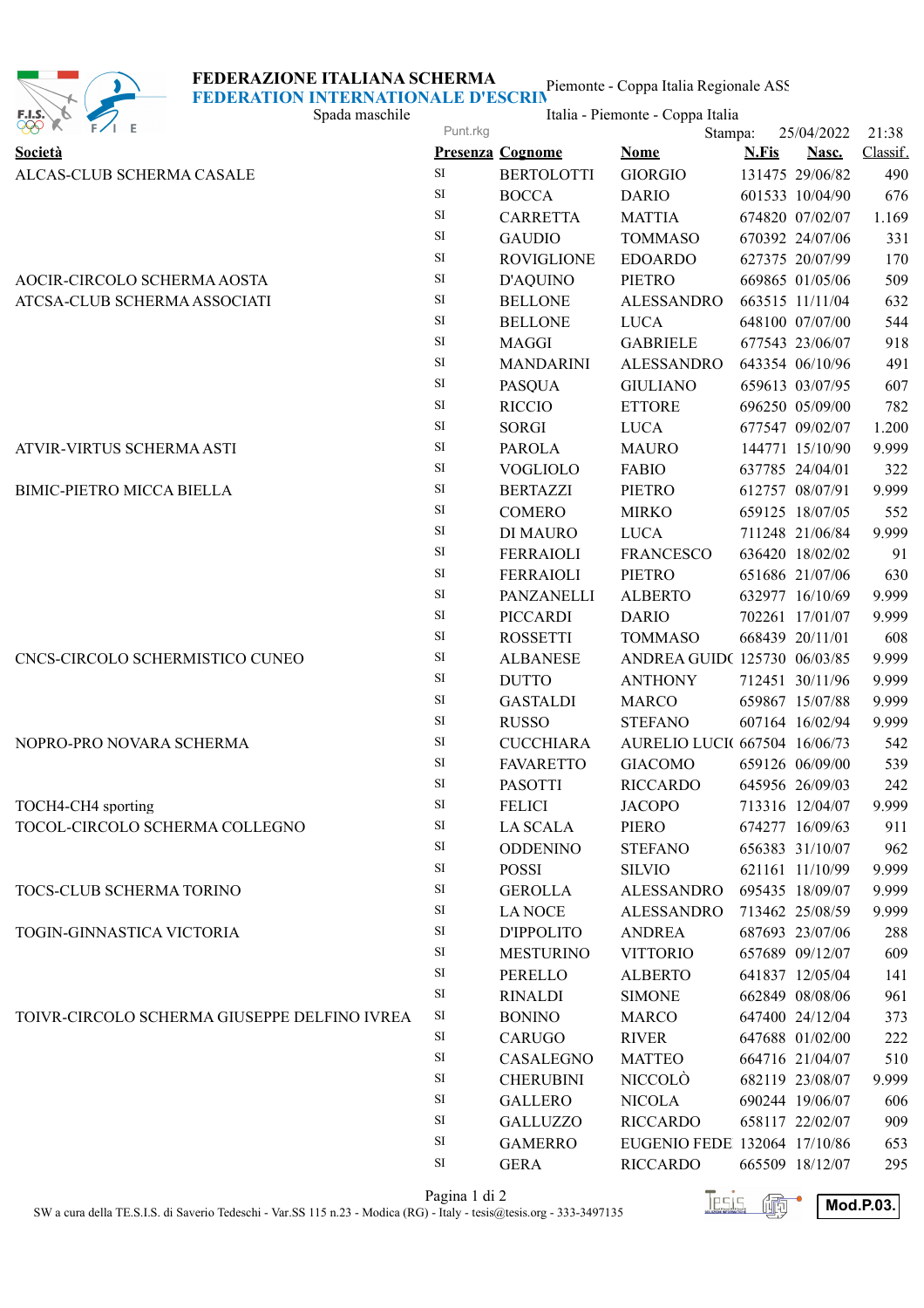**FEDERAZIONE ITALIANA SCHERMA**
**FEDERATION INTERNATIONALE D'ESCRIN**

Piemonte - Coppa Italia Regionale ASS

Spada maschile

Italia - Piemonte - Coppa Italia

Punt.rkg

Stampa: 25/04/2022 21:38

| Società | Presenza | Cognome | Nome | N.Fis | Nasc. | Classif. |
|---|---|---|---|---|---|---|
| ALCAS-CLUB SCHERMA CASALE | SI | BERTOLOTTI | GIORGIO | 131475 | 29/06/82 | 490 |
| | SI | BOCCA | DARIO | 601533 | 10/04/90 | 676 |
| | SI | CARRETTA | MATTIA | 674820 | 07/02/07 | 1.169 |
| | SI | GAUDIO | TOMMASO | 670392 | 24/07/06 | 331 |
| | SI | ROVIGLIONE | EDOARDO | 627375 | 20/07/99 | 170 |
| AOCIR-CIRCOLO SCHERMA AOSTA | SI | D'AQUINO | PIETRO | 669865 | 01/05/06 | 509 |
| ATCSA-CLUB SCHERMA ASSOCIATI | SI | BELLONE | ALESSANDRO | 663515 | 11/11/04 | 632 |
| | SI | BELLONE | LUCA | 648100 | 07/07/00 | 544 |
| | SI | MAGGI | GABRIELE | 677543 | 23/06/07 | 918 |
| | SI | MANDARINI | ALESSANDRO | 643354 | 06/10/96 | 491 |
| | SI | PASQUA | GIULIANO | 659613 | 03/07/95 | 607 |
| | SI | RICCIO | ETTORE | 696250 | 05/09/00 | 782 |
| | SI | SORGI | LUCA | 677547 | 09/02/07 | 1.200 |
| ATVIR-VIRTUS SCHERMA ASTI | SI | PAROLA | MAURO | 144771 | 15/10/90 | 9.999 |
| | SI | VOGLIOLO | FABIO | 637785 | 24/04/01 | 322 |
| BIMIC-PIETRO MICCA BIELLA | SI | BERTAZZI | PIETRO | 612757 | 08/07/91 | 9.999 |
| | SI | COMERO | MIRKO | 659125 | 18/07/05 | 552 |
| | SI | DI MAURO | LUCA | 711248 | 21/06/84 | 9.999 |
| | SI | FERRAIOLI | FRANCESCO | 636420 | 18/02/02 | 91 |
| | SI | FERRAIOLI | PIETRO | 651686 | 21/07/06 | 630 |
| | SI | PANZANELLI | ALBERTO | 632977 | 16/10/69 | 9.999 |
| | SI | PICCARDI | DARIO | 702261 | 17/01/07 | 9.999 |
| | SI | ROSSETTI | TOMMASO | 668439 | 20/11/01 | 608 |
| CNCS-CIRCOLO SCHERMISTICO CUNEO | SI | ALBANESE | ANDREA GUID( | 125730 | 06/03/85 | 9.999 |
| | SI | DUTTO | ANTHONY | 712451 | 30/11/96 | 9.999 |
| | SI | GASTALDI | MARCO | 659867 | 15/07/88 | 9.999 |
| | SI | RUSSO | STEFANO | 607164 | 16/02/94 | 9.999 |
| NOPRO-PRO NOVARA SCHERMA | SI | CUCCHIARA | AURELIO LUCI( | 667504 | 16/06/73 | 542 |
| | SI | FAVARETTO | GIACOMO | 659126 | 06/09/00 | 539 |
| | SI | PASOTTI | RICCARDO | 645956 | 26/09/03 | 242 |
| TOCH4-CH4 sporting | SI | FELICI | JACOPO | 713316 | 12/04/07 | 9.999 |
| TOCOL-CIRCOLO SCHERMA COLLEGNO | SI | LA SCALA | PIERO | 674277 | 16/09/63 | 911 |
| | SI | ODDENINO | STEFANO | 656383 | 31/10/07 | 962 |
| | SI | POSSI | SILVIO | 621161 | 11/10/99 | 9.999 |
| TOCS-CLUB SCHERMA TORINO | SI | GEROLLA | ALESSANDRO | 695435 | 18/09/07 | 9.999 |
| | SI | LA NOCE | ALESSANDRO | 713462 | 25/08/59 | 9.999 |
| TOGIN-GINNASTICA VICTORIA | SI | D'IPPOLITO | ANDREA | 687693 | 23/07/06 | 288 |
| | SI | MESTURINO | VITTORIO | 657689 | 09/12/07 | 609 |
| | SI | PERELLO | ALBERTO | 641837 | 12/05/04 | 141 |
| | SI | RINALDI | SIMONE | 662849 | 08/08/06 | 961 |
| TOIVR-CIRCOLO SCHERMA GIUSEPPE DELFINO IVREA | SI | BONINO | MARCO | 647400 | 24/12/04 | 373 |
| | SI | CARUGO | RIVER | 647688 | 01/02/00 | 222 |
| | SI | CASALEGNO | MATTEO | 664716 | 21/04/07 | 510 |
| | SI | CHERUBINI | NICCOLÒ | 682119 | 23/08/07 | 9.999 |
| | SI | GALLERO | NICOLA | 690244 | 19/06/07 | 606 |
| | SI | GALLUZZO | RICCARDO | 658117 | 22/02/07 | 909 |
| | SI | GAMERRO | EUGENIO FEDE | 132064 | 17/10/86 | 653 |
| | SI | GERA | RICCARDO | 665509 | 18/12/07 | 295 |

SW a cura della TE.S.I.S. di Saverio Tedeschi - Var.SS 115 n.23 - Modica (RG) - Italy - tesis@tesis.org - 333-3497135

Mod.P.03.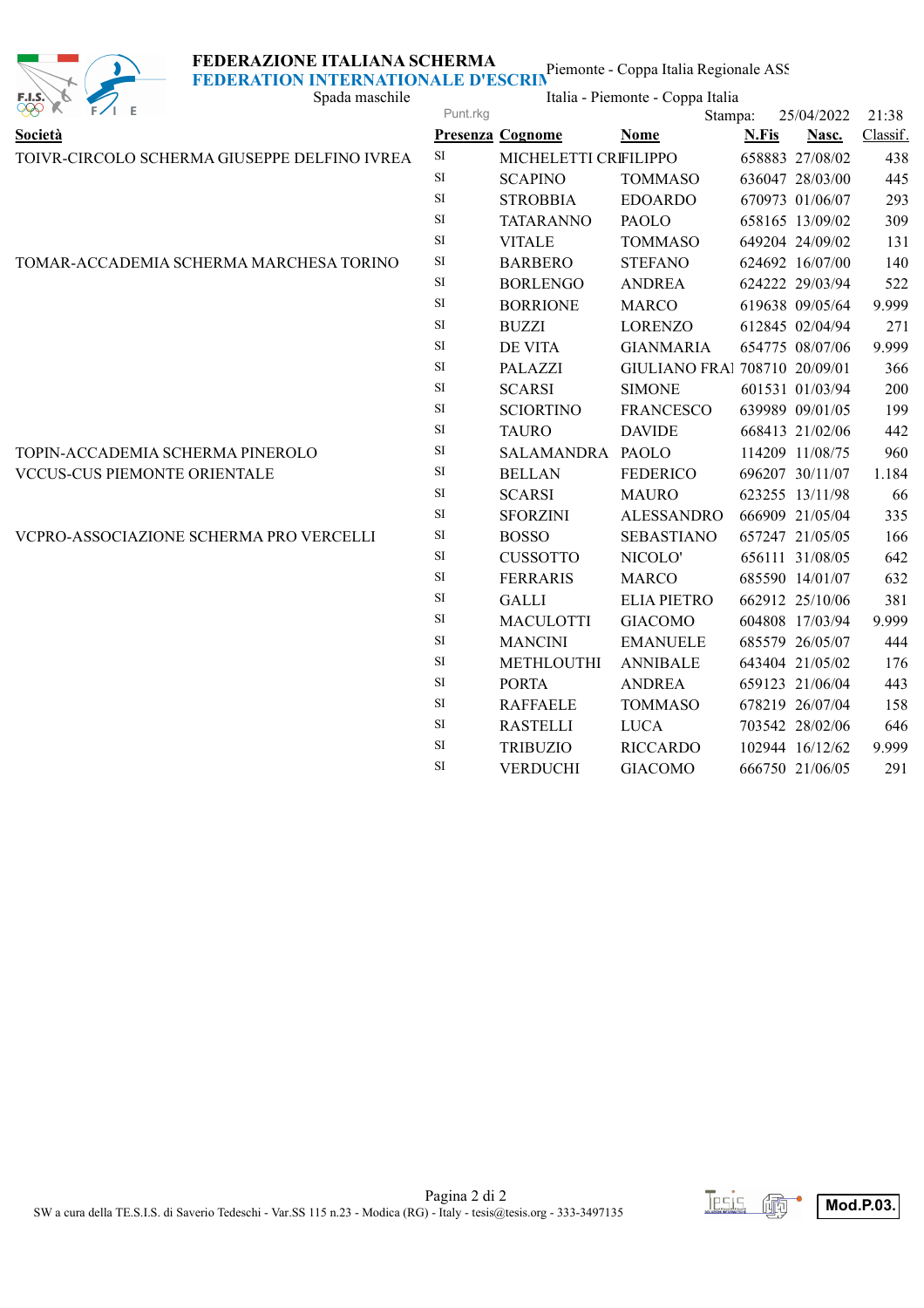**FEDERAZIONE ITALIANA SCHERMA**
**FEDERATION INTERNATIONALE D'ESCRIM**

Spada maschile

Piemonte - Coppa Italia Regionale ASS

Italia - Piemonte - Coppa Italia

Punt.rkg

Stampa: 25/04/2022 21:38

| Società | Presenza | Cognome | Nome | N.Fis | Nasc. | Classif. |
|---|---|---|---|---|---|---|
| TOIVR-CIRCOLO SCHERMA GIUSEPPE DELFINO IVREA | SI | MICHELETTI CRI | FILIPPO | 658883 | 27/08/02 | 438 |
| | SI | SCAPINO | TOMMASO | 636047 | 28/03/00 | 445 |
| | SI | STROBBIA | EDOARDO | 670973 | 01/06/07 | 293 |
| | SI | TATARANNO | PAOLO | 658165 | 13/09/02 | 309 |
| | SI | VITALE | TOMMASO | 649204 | 24/09/02 | 131 |
| TOMAR-ACCADEMIA SCHERMA MARCHESA TORINO | SI | BARBERO | STEFANO | 624692 | 16/07/00 | 140 |
| | SI | BORLENGO | ANDREA | 624222 | 29/03/94 | 522 |
| | SI | BORRIONE | MARCO | 619638 | 09/05/64 | 9.999 |
| | SI | BUZZI | LORENZO | 612845 | 02/04/94 | 271 |
| | SI | DE VITA | GIANMARIA | 654775 | 08/07/06 | 9.999 |
| | SI | PALAZZI | GIULIANO FRA | 708710 | 20/09/01 | 366 |
| | SI | SCARSI | SIMONE | 601531 | 01/03/94 | 200 |
| | SI | SCIORTINO | FRANCESCO | 639989 | 09/01/05 | 199 |
| | SI | TAURO | DAVIDE | 668413 | 21/02/06 | 442 |
| TOPIN-ACCADEMIA SCHERMA PINEROLO | SI | SALAMANDRA | PAOLO | 114209 | 11/08/75 | 960 |
| VCCUS-CUS PIEMONTE ORIENTALE | SI | BELLAN | FEDERICO | 696207 | 30/11/07 | 1.184 |
| | SI | SCARSI | MAURO | 623255 | 13/11/98 | 66 |
| | SI | SFORZINI | ALESSANDRO | 666909 | 21/05/04 | 335 |
| VCPRO-ASSOCIAZIONE SCHERMA PRO VERCELLI | SI | BOSSO | SEBASTIANO | 657247 | 21/05/05 | 166 |
| | SI | CUSSOTTO | NICOLO' | 656111 | 31/08/05 | 642 |
| | SI | FERRARIS | MARCO | 685590 | 14/01/07 | 632 |
| | SI | GALLI | ELIA PIETRO | 662912 | 25/10/06 | 381 |
| | SI | MACULOTTI | GIACOMO | 604808 | 17/03/94 | 9.999 |
| | SI | MANCINI | EMANUELE | 685579 | 26/05/07 | 444 |
| | SI | METHLOUTHI | ANNIBALE | 643404 | 21/05/02 | 176 |
| | SI | PORTA | ANDREA | 659123 | 21/06/04 | 443 |
| | SI | RAFFAELE | TOMMASO | 678219 | 26/07/04 | 158 |
| | SI | RASTELLI | LUCA | 703542 | 28/02/06 | 646 |
| | SI | TRIBUZIO | RICCARDO | 102944 | 16/12/62 | 9.999 |
| | SI | VERDUCHI | GIACOMO | 666750 | 21/06/05 | 291 |

SW a cura della TE.S.I.S. di Saverio Tedeschi - Var.SS 115 n.23 - Modica (RG) - Italy - tesis@tesis.org - 333-3497135

Mod.P.03.